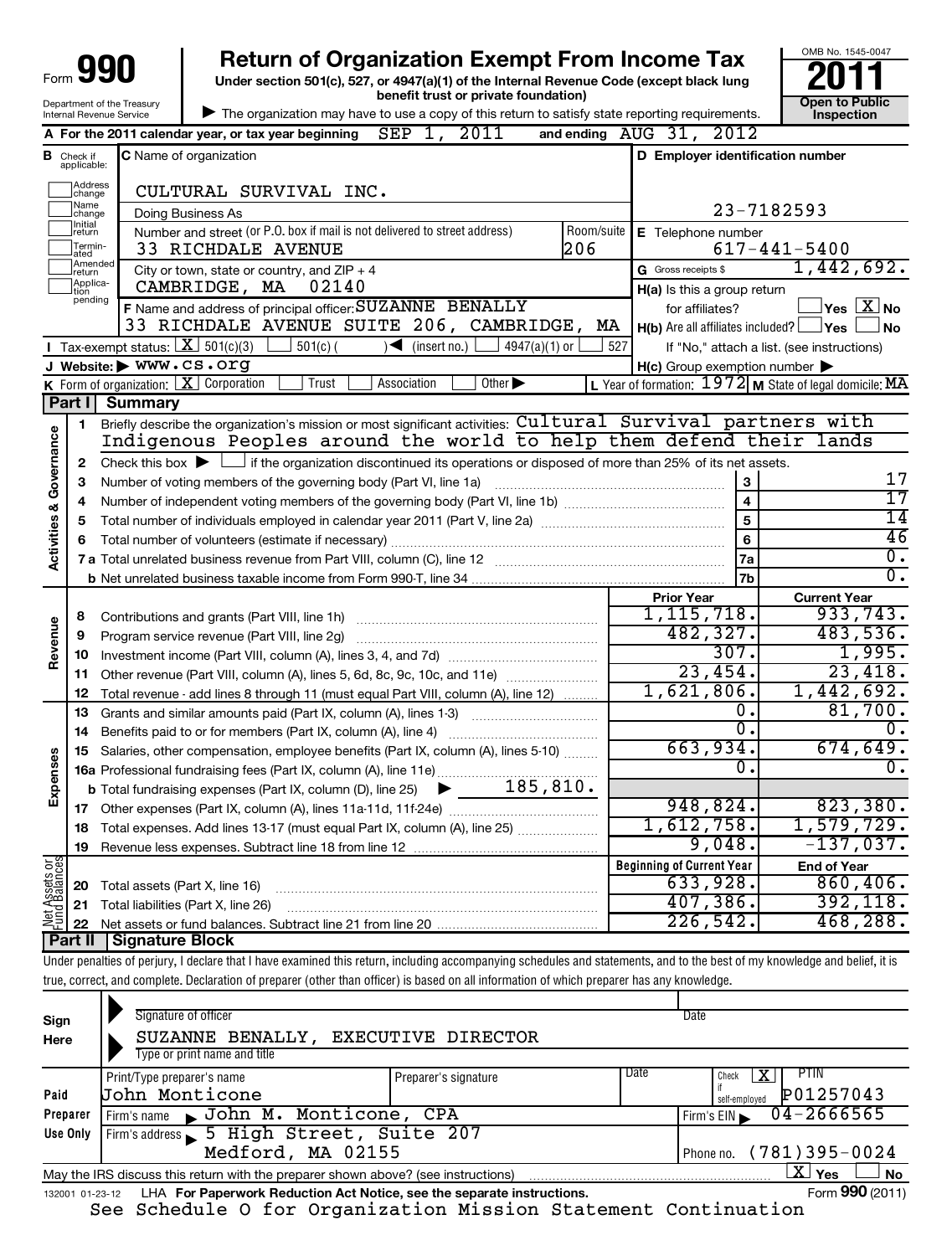Form **990**

# Return of Organization Exempt From Income Tax

**Under section 501(c), 527, or 4947(a)(1) of the Internal Revenue Code (except black lung benefit trust or private foundation)**

Department of the Treasury
Internal Revenue Service

▶ The organization may have to use a copy of this return to satisfy state reporting requirements.

OMB No. 1545-0047

**2011**

**Open to Public Inspection**

**A** For the 2011 calendar year, or tax year beginning SEP 1, 2011 and ending AUG 31, 2012

**B** Check if applicable: Address change, Name change, Initial return, Terminated, Amended return, Application pending

**C** Name of organization: CULTURAL SURVIVAL INC.

Doing Business As

Number and street (or P.O. box if mail is not delivered to street address): 33 RICHDALE AVENUE — Room/suite: 206

City or town, state or country, and ZIP + 4: CAMBRIDGE, MA 02140

**D** Employer identification number: 23-7182593

**E** Telephone number: 617-441-5400

**G** Gross receipts $ 1,442,692.

**F** Name and address of principal officer: SUZANNE BENALLY, 33 RICHDALE AVENUE SUITE 206, CAMBRIDGE, MA

**H(a)** Is this a group return for affiliates? ☐ Yes ☒ No

**H(b)** Are all affiliates included? ☐ Yes ☐ No — If "No," attach a list. (see instructions)

**I** Tax-exempt status: ☒ 501(c)(3) ☐ 501(c) ( ) ◀ (insert no.) ☐ 4947(a)(1) or ☐ 527

**J** Website: ▶ WWW.CS.ORG

**H(c)** Group exemption number ▶

**K** Form of organization: ☒ Corporation ☐ Trust ☐ Association ☐ Other ▶

**L** Year of formation: 1972 **M** State of legal domicile: MA

## Part I Summary

**Activities & Governance**

1. Briefly describe the organization's mission or most significant activities: Cultural Survival partners with Indigenous Peoples around the world to help them defend their lands
2. Check this box ▶ ☐ if the organization discontinued its operations or disposed of more than 25% of its net assets.

| | | | |
|---|---|---|---|
| 3 | Number of voting members of the governing body (Part VI, line 1a) | 3 | 17 |
| 4 | Number of independent voting members of the governing body (Part VI, line 1b) | 4 | 17 |
| 5 | Total number of individuals employed in calendar year 2011 (Part V, line 2a) | 5 | 14 |
| 6 | Total number of volunteers (estimate if necessary) | 6 | 46 |
| 7a | Total unrelated business revenue from Part VIII, column (C), line 12 | 7a | 0. |
| b | Net unrelated business taxable income from Form 990-T, line 34 | 7b | 0. |

| | | | Prior Year | Current Year |
|---|---|---|---|---|
| **Revenue** | 8 | Contributions and grants (Part VIII, line 1h) | 1,115,718. | 933,743. |
| | 9 | Program service revenue (Part VIII, line 2g) | 482,327. | 483,536. |
| | 10 | Investment income (Part VIII, column (A), lines 3, 4, and 7d) | 307. | 1,995. |
| | 11 | Other revenue (Part VIII, column (A), lines 5, 6d, 8c, 9c, 10c, and 11e) | 23,454. | 23,418. |
| | 12 | Total revenue - add lines 8 through 11 (must equal Part VIII, column (A), line 12) | 1,621,806. | 1,442,692. |
| **Expenses** | 13 | Grants and similar amounts paid (Part IX, column (A), lines 1-3) | 0. | 81,700. |
| | 14 | Benefits paid to or for members (Part IX, column (A), line 4) | 0. | 0. |
| | 15 | Salaries, other compensation, employee benefits (Part IX, column (A), lines 5-10) | 663,934. | 674,649. |
| | 16a | Professional fundraising fees (Part IX, column (A), line 11e) | 0. | 0. |
| | b | Total fundraising expenses (Part IX, column (D), line 25) ▶ 185,810. | | |
| | 17 | Other expenses (Part IX, column (A), lines 11a-11d, 11f-24e) | 948,824. | 823,380. |
| | 18 | Total expenses. Add lines 13-17 (must equal Part IX, column (A), line 25) | 1,612,758. | 1,579,729. |
| | 19 | Revenue less expenses. Subtract line 18 from line 12 | 9,048. | -137,037. |
| | | | **Beginning of Current Year** | **End of Year** |
| **Net Assets or Fund Balances** | 20 | Total assets (Part X, line 16) | 633,928. | 860,406. |
| | 21 | Total liabilities (Part X, line 26) | 407,386. | 392,118. |
| | 22 | Net assets or fund balances. Subtract line 21 from line 20 | 226,542. | 468,288. |

## Part II Signature Block

Under penalties of perjury, I declare that I have examined this return, including accompanying schedules and statements, and to the best of my knowledge and belief, it is true, correct, and complete. Declaration of preparer (other than officer) is based on all information of which preparer has any knowledge.

**Sign Here**

Signature of officer — Date

SUZANNE BENALLY, EXECUTIVE DIRECTOR

Type or print name and title

**Paid Preparer Use Only**

| Print/Type preparer's name | Preparer's signature | Date | Check ☒ if self-employed | PTIN |
|---|---|---|---|---|
| John Monticone | | | | P01257043 |

Firm's name ▶ John M. Monticone, CPA — Firm's EIN ▶ 04-2666565

Firm's address ▶ 5 High Street, Suite 207, Medford, MA 02155 — Phone no. (781)395-0024

May the IRS discuss this return with the preparer shown above? (see instructions) ☒ Yes ☐ No

132001 01-23-12 LHA For Paperwork Reduction Act Notice, see the separate instructions. Form **990** (2011)

See Schedule O for Organization Mission Statement Continuation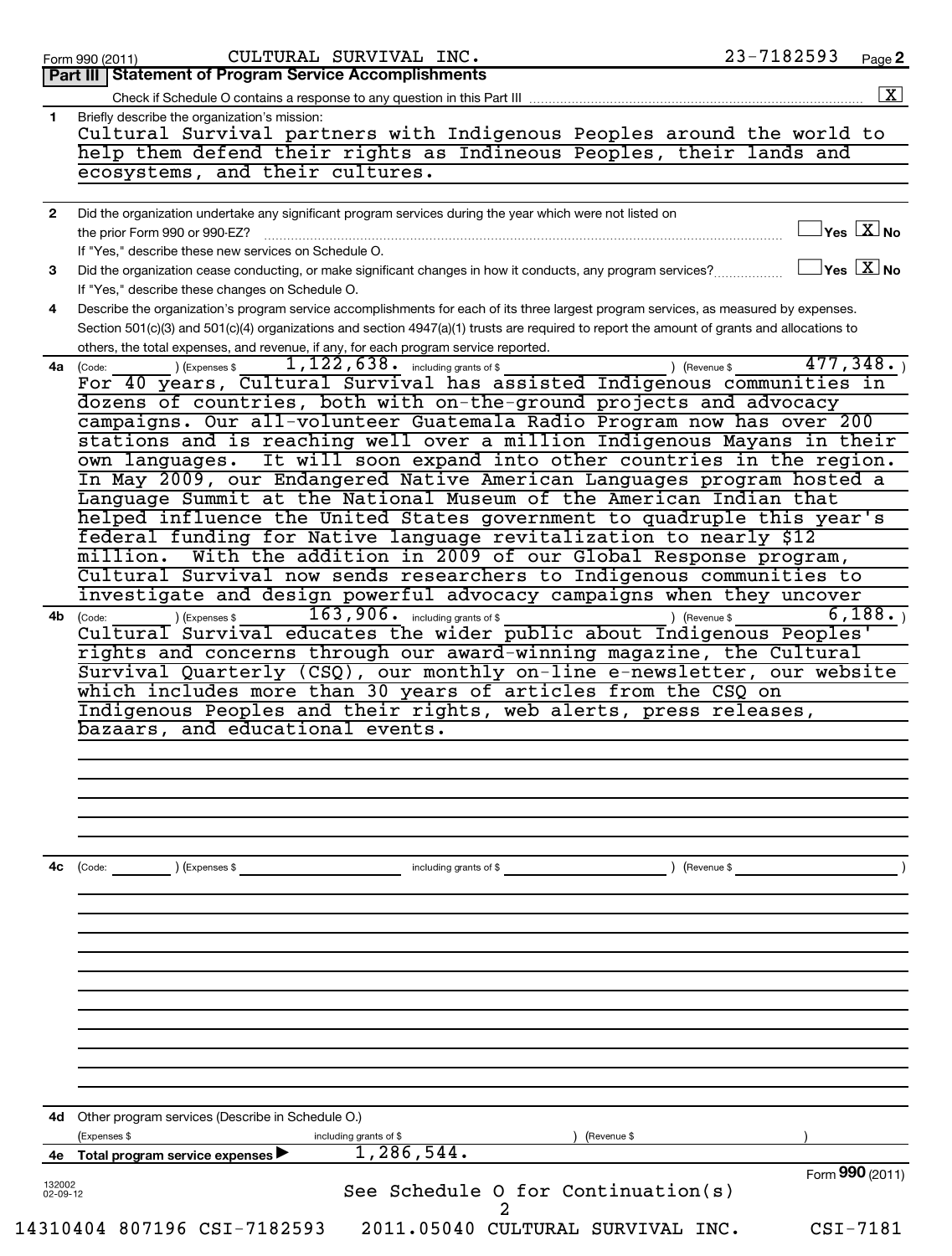Form 990 (2011) CULTURAL SURVIVAL INC. 23-7182593 Page 2

**Part III | Statement of Program Service Accomplishments**

Check if Schedule O contains a response to any question in this Part III [X]

**1** Briefly describe the organization's mission:

Cultural Survival partners with Indigenous Peoples around the world to help them defend their rights as Indineous Peoples, their lands and ecosystems, and their cultures.

**2** Did the organization undertake any significant program services during the year which were not listed on the prior Form 990 or 990-EZ? [ ] Yes [X] No

If "Yes," describe these new services on Schedule O.

**3** Did the organization cease conducting, or make significant changes in how it conducts, any program services? [ ] Yes [X] No

If "Yes," describe these changes on Schedule O.

**4** Describe the organization's program service accomplishments for each of its three largest program services, as measured by expenses. Section 501(c)(3) and 501(c)(4) organizations and section 4947(a)(1) trusts are required to report the amount of grants and allocations to others, the total expenses, and revenue, if any, for each program service reported.

**4a** (Code: ) (Expenses $ 1,122,638. including grants of $ ) (Revenue $ 477,348. )

For 40 years, Cultural Survival has assisted Indigenous communities in dozens of countries, both with on-the-ground projects and advocacy campaigns. Our all-volunteer Guatemala Radio Program now has over 200 stations and is reaching well over a million Indigenous Mayans in their own languages. It will soon expand into other countries in the region. In May 2009, our Endangered Native American Languages program hosted a Language Summit at the National Museum of the American Indian that helped influence the United States government to quadruple this year's federal funding for Native language revitalization to nearly $12 million. With the addition in 2009 of our Global Response program, Cultural Survival now sends researchers to Indigenous communities to investigate and design powerful advocacy campaigns when they uncover

**4b** (Code: ) (Expenses $ 163,906. including grants of $ ) (Revenue $ 6,188. )

Cultural Survival educates the wider public about Indigenous Peoples' rights and concerns through our award-winning magazine, the Cultural Survival Quarterly (CSQ), our monthly on-line e-newsletter, our website which includes more than 30 years of articles from the CSQ on Indigenous Peoples and their rights, web alerts, press releases, bazaars, and educational events.

**4c** (Code: ) (Expenses $ including grants of $ ) (Revenue $ )

**4d** Other program services (Describe in Schedule O.)

(Expenses $ including grants of $ ) (Revenue $ )

**4e Total program service expenses** ▶ 1,286,544.

Form **990** (2011)

See Schedule O for Continuation(s)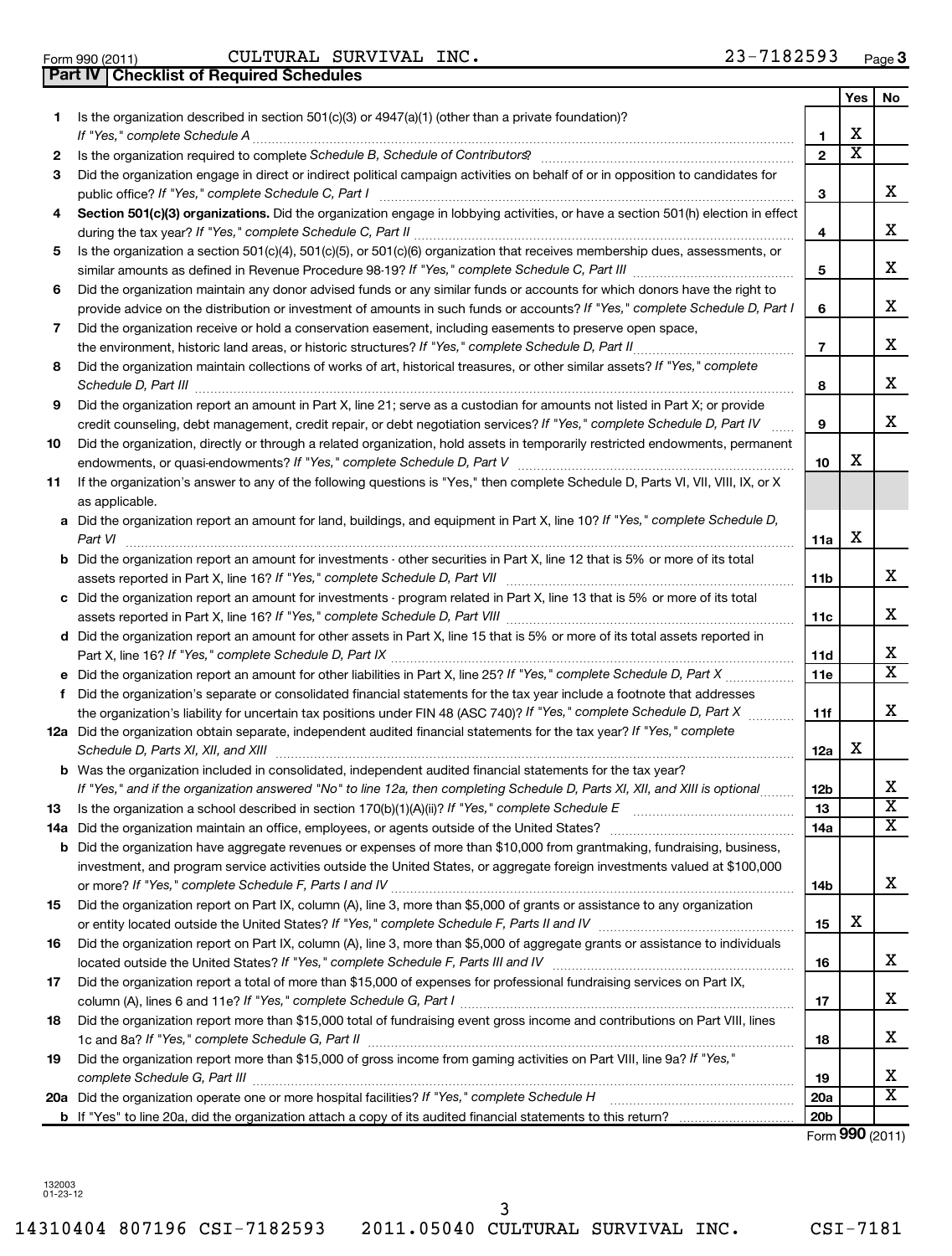Form 990 (2011) CULTURAL SURVIVAL INC. 23-7182593 Page 3

**Part IV | Checklist of Required Schedules**

| | | | Yes | No |
|---|---|---|---|---|
| 1 | Is the organization described in section 501(c)(3) or 4947(a)(1) (other than a private foundation)? *If "Yes," complete Schedule A* | 1 | X | |
| 2 | Is the organization required to complete *Schedule B, Schedule of Contributors*? | 2 | X | |
| 3 | Did the organization engage in direct or indirect political campaign activities on behalf of or in opposition to candidates for public office? *If "Yes," complete Schedule C, Part I* | 3 | | X |
| 4 | **Section 501(c)(3) organizations.** Did the organization engage in lobbying activities, or have a section 501(h) election in effect during the tax year? *If "Yes," complete Schedule C, Part II* | 4 | | X |
| 5 | Is the organization a section 501(c)(4), 501(c)(5), or 501(c)(6) organization that receives membership dues, assessments, or similar amounts as defined in Revenue Procedure 98-19? *If "Yes," complete Schedule C, Part III* | 5 | | X |
| 6 | Did the organization maintain any donor advised funds or any similar funds or accounts for which donors have the right to provide advice on the distribution or investment of amounts in such funds or accounts? *If "Yes," complete Schedule D, Part I* | 6 | | X |
| 7 | Did the organization receive or hold a conservation easement, including easements to preserve open space, the environment, historic land areas, or historic structures? *If "Yes," complete Schedule D, Part II* | 7 | | X |
| 8 | Did the organization maintain collections of works of art, historical treasures, or other similar assets? *If "Yes," complete Schedule D, Part III* | 8 | | X |
| 9 | Did the organization report an amount in Part X, line 21; serve as a custodian for amounts not listed in Part X; or provide credit counseling, debt management, credit repair, or debt negotiation services? *If "Yes," complete Schedule D, Part IV* | 9 | | X |
| 10 | Did the organization, directly or through a related organization, hold assets in temporarily restricted endowments, permanent endowments, or quasi-endowments? *If "Yes," complete Schedule D, Part V* | 10 | X | |
| 11 | If the organization's answer to any of the following questions is "Yes," then complete Schedule D, Parts VI, VII, VIII, IX, or X as applicable. | | | |
| a | Did the organization report an amount for land, buildings, and equipment in Part X, line 10? *If "Yes," complete Schedule D, Part VI* | 11a | X | |
| b | Did the organization report an amount for investments - other securities in Part X, line 12 that is 5% or more of its total assets reported in Part X, line 16? *If "Yes," complete Schedule D, Part VII* | 11b | | X |
| c | Did the organization report an amount for investments - program related in Part X, line 13 that is 5% or more of its total assets reported in Part X, line 16? *If "Yes," complete Schedule D, Part VIII* | 11c | | X |
| d | Did the organization report an amount for other assets in Part X, line 15 that is 5% or more of its total assets reported in Part X, line 16? *If "Yes," complete Schedule D, Part IX* | 11d | | X |
| e | Did the organization report an amount for other liabilities in Part X, line 25? *If "Yes," complete Schedule D, Part X* | 11e | | X |
| f | Did the organization's separate or consolidated financial statements for the tax year include a footnote that addresses the organization's liability for uncertain tax positions under FIN 48 (ASC 740)? *If "Yes," complete Schedule D, Part X* | 11f | | X |
| 12a | Did the organization obtain separate, independent audited financial statements for the tax year? *If "Yes," complete Schedule D, Parts XI, XII, and XIII* | 12a | X | |
| b | Was the organization included in consolidated, independent audited financial statements for the tax year? *If "Yes," and if the organization answered "No" to line 12a, then completing Schedule D, Parts XI, XII, and XIII is optional* | 12b | | X |
| 13 | Is the organization a school described in section 170(b)(1)(A)(ii)? *If "Yes," complete Schedule E* | 13 | | X |
| 14a | Did the organization maintain an office, employees, or agents outside of the United States? | 14a | | X |
| b | Did the organization have aggregate revenues or expenses of more than $10,000 from grantmaking, fundraising, business, investment, and program service activities outside the United States, or aggregate foreign investments valued at $100,000 or more? *If "Yes," complete Schedule F, Parts I and IV* | 14b | | X |
| 15 | Did the organization report on Part IX, column (A), line 3, more than $5,000 of grants or assistance to any organization or entity located outside the United States? *If "Yes," complete Schedule F, Parts II and IV* | 15 | X | |
| 16 | Did the organization report on Part IX, column (A), line 3, more than $5,000 of aggregate grants or assistance to individuals located outside the United States? *If "Yes," complete Schedule F, Parts III and IV* | 16 | | X |
| 17 | Did the organization report a total of more than $15,000 of expenses for professional fundraising services on Part IX, column (A), lines 6 and 11e? *If "Yes," complete Schedule G, Part I* | 17 | | X |
| 18 | Did the organization report more than $15,000 total of fundraising event gross income and contributions on Part VIII, lines 1c and 8a? *If "Yes," complete Schedule G, Part II* | 18 | | X |
| 19 | Did the organization report more than $15,000 of gross income from gaming activities on Part VIII, line 9a? *If "Yes," complete Schedule G, Part III* | 19 | | X |
| 20a | Did the organization operate one or more hospital facilities? *If "Yes," complete Schedule H* | 20a | | X |
| b | If "Yes" to line 20a, did the organization attach a copy of its audited financial statements to this return? | 20b | | |

Form **990** (2011)

132003 01-23-12

14310404 807196 CSI-7182593 2011.05040 CULTURAL SURVIVAL INC. CSI-7181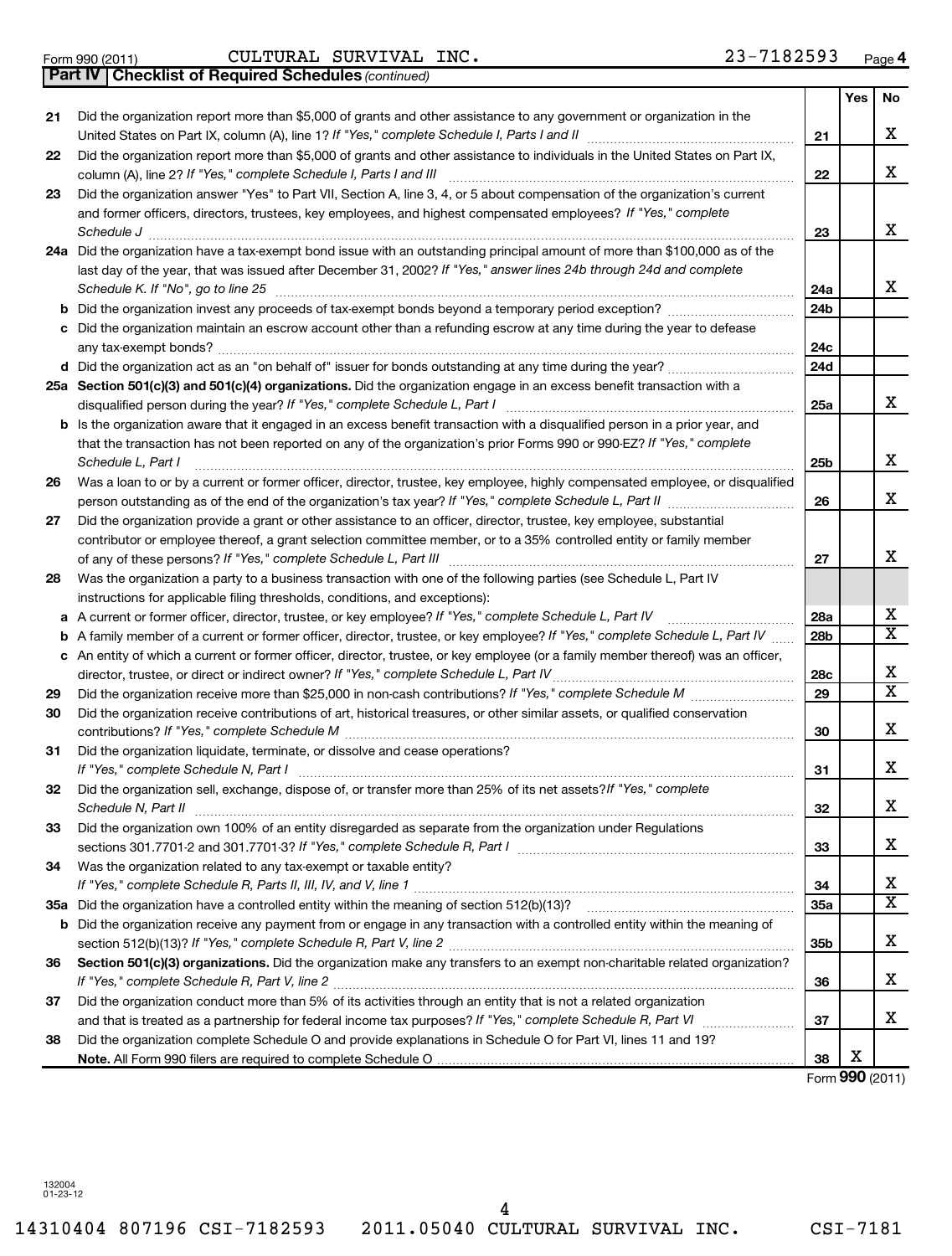Form 990 (2011) CULTURAL SURVIVAL INC. 23-7182593 Page 4

**Part IV | Checklist of Required Schedules** *(continued)*

| | | | Yes | No |
|---|---|---|---|---|
| 21 | Did the organization report more than $5,000 of grants and other assistance to any government or organization in the United States on Part IX, column (A), line 1? *If "Yes," complete Schedule I, Parts I and II* | 21 | | X |
| 22 | Did the organization report more than $5,000 of grants and other assistance to individuals in the United States on Part IX, column (A), line 2? *If "Yes," complete Schedule I, Parts I and III* | 22 | | X |
| 23 | Did the organization answer "Yes" to Part VII, Section A, line 3, 4, or 5 about compensation of the organization's current and former officers, directors, trustees, key employees, and highest compensated employees? *If "Yes," complete Schedule J* | 23 | | X |
| 24a | Did the organization have a tax-exempt bond issue with an outstanding principal amount of more than $100,000 as of the last day of the year, that was issued after December 31, 2002? *If "Yes," answer lines 24b through 24d and complete Schedule K. If "No", go to line 25* | 24a | | X |
| b | Did the organization invest any proceeds of tax-exempt bonds beyond a temporary period exception? | 24b | | |
| c | Did the organization maintain an escrow account other than a refunding escrow at any time during the year to defease any tax-exempt bonds? | 24c | | |
| d | Did the organization act as an "on behalf of" issuer for bonds outstanding at any time during the year? | 24d | | |
| 25a | **Section 501(c)(3) and 501(c)(4) organizations.** Did the organization engage in an excess benefit transaction with a disqualified person during the year? *If "Yes," complete Schedule L, Part I* | 25a | | X |
| b | Is the organization aware that it engaged in an excess benefit transaction with a disqualified person in a prior year, and that the transaction has not been reported on any of the organization's prior Forms 990 or 990-EZ? *If "Yes," complete Schedule L, Part I* | 25b | | X |
| 26 | Was a loan to or by a current or former officer, director, trustee, key employee, highly compensated employee, or disqualified person outstanding as of the end of the organization's tax year? *If "Yes," complete Schedule L, Part II* | 26 | | X |
| 27 | Did the organization provide a grant or other assistance to an officer, director, trustee, key employee, substantial contributor or employee thereof, a grant selection committee member, or to a 35% controlled entity or family member of any of these persons? *If "Yes," complete Schedule L, Part III* | 27 | | X |
| 28 | Was the organization a party to a business transaction with one of the following parties (see Schedule L, Part IV instructions for applicable filing thresholds, conditions, and exceptions): | | | |
| a | A current or former officer, director, trustee, or key employee? *If "Yes," complete Schedule L, Part IV* | 28a | | X |
| b | A family member of a current or former officer, director, trustee, or key employee? *If "Yes," complete Schedule L, Part IV* | 28b | | X |
| c | An entity of which a current or former officer, director, trustee, or key employee (or a family member thereof) was an officer, director, trustee, or direct or indirect owner? *If "Yes," complete Schedule L, Part IV* | 28c | | X |
| 29 | Did the organization receive more than $25,000 in non-cash contributions? *If "Yes," complete Schedule M* | 29 | | X |
| 30 | Did the organization receive contributions of art, historical treasures, or other similar assets, or qualified conservation contributions? *If "Yes," complete Schedule M* | 30 | | X |
| 31 | Did the organization liquidate, terminate, or dissolve and cease operations? *If "Yes," complete Schedule N, Part I* | 31 | | X |
| 32 | Did the organization sell, exchange, dispose of, or transfer more than 25% of its net assets? *If "Yes," complete Schedule N, Part II* | 32 | | X |
| 33 | Did the organization own 100% of an entity disregarded as separate from the organization under Regulations sections 301.7701-2 and 301.7701-3? *If "Yes," complete Schedule R, Part I* | 33 | | X |
| 34 | Was the organization related to any tax-exempt or taxable entity? *If "Yes," complete Schedule R, Parts II, III, IV, and V, line 1* | 34 | | X |
| 35a | Did the organization have a controlled entity within the meaning of section 512(b)(13)? | 35a | | X |
| b | Did the organization receive any payment from or engage in any transaction with a controlled entity within the meaning of section 512(b)(13)? *If "Yes," complete Schedule R, Part V, line 2* | 35b | | X |
| 36 | **Section 501(c)(3) organizations.** Did the organization make any transfers to an exempt non-charitable related organization? *If "Yes," complete Schedule R, Part V, line 2* | 36 | | X |
| 37 | Did the organization conduct more than 5% of its activities through an entity that is not a related organization and that is treated as a partnership for federal income tax purposes? *If "Yes," complete Schedule R, Part VI* | 37 | | X |
| 38 | Did the organization complete Schedule O and provide explanations in Schedule O for Part VI, lines 11 and 19? **Note.** All Form 990 filers are required to complete Schedule O | 38 | X | |

Form **990** (2011)

132004 01-23-12

14310404 807196 CSI-7182593 2011.05040 CULTURAL SURVIVAL INC. CSI-7181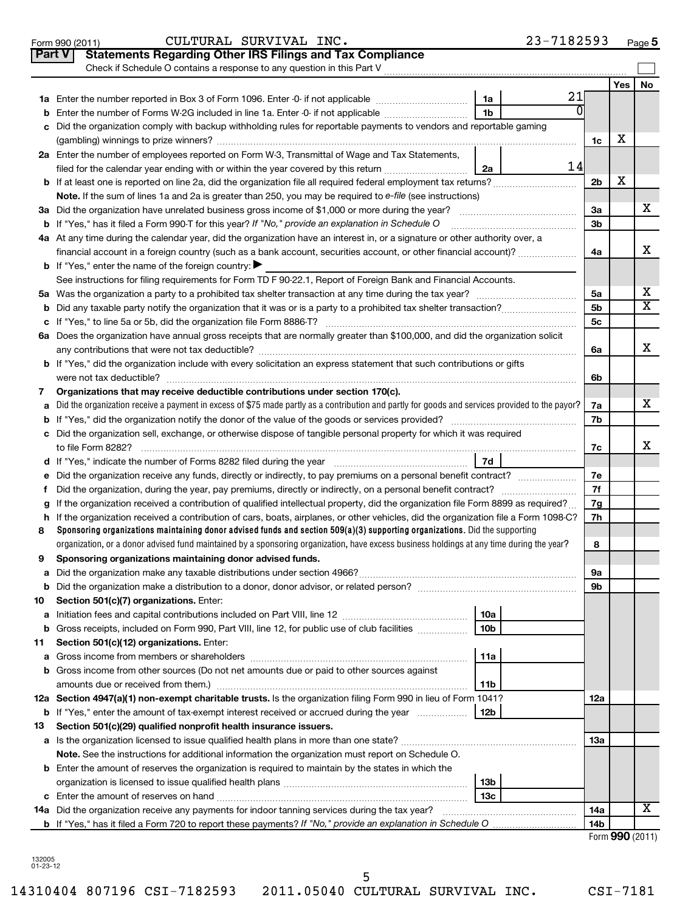Form 990 (2011) CULTURAL SURVIVAL INC. 23-7182593 Page 5

## Part V Statements Regarding Other IRS Filings and Tax Compliance

Check if Schedule O contains a response to any question in this Part V

| | | | | | Yes | No |
|---|---|---|---|---|---|---|
| **1a** | Enter the number reported in Box 3 of Form 1096. Enter -0- if not applicable | 1a | 21 | | | |
| **b** | Enter the number of Forms W-2G included in line 1a. Enter -0- if not applicable | 1b | 0 | | | |
| **c** | Did the organization comply with backup withholding rules for reportable payments to vendors and reportable gaming (gambling) winnings to prize winners? | | | 1c | X | |
| **2a** | Enter the number of employees reported on Form W-3, Transmittal of Wage and Tax Statements, filed for the calendar year ending with or within the year covered by this return | 2a | 14 | | | |
| **b** | If at least one is reported on line 2a, did the organization file all required federal employment tax returns? | | | 2b | X | |
| | **Note.** If the sum of lines 1a and 2a is greater than 250, you may be required to *e-file* (see instructions) | | | | | |
| **3a** | Did the organization have unrelated business gross income of $1,000 or more during the year? | | | 3a | | X |
| **b** | If "Yes," has it filed a Form 990-T for this year? *If "No," provide an explanation in Schedule O* | | | 3b | | |
| **4a** | At any time during the calendar year, did the organization have an interest in, or a signature or other authority over, a financial account in a foreign country (such as a bank account, securities account, or other financial account)? | | | 4a | | X |
| **b** | If "Yes," enter the name of the foreign country: ▶ | | | | | |
| | See instructions for filing requirements for Form TD F 90-22.1, Report of Foreign Bank and Financial Accounts. | | | | | |
| **5a** | Was the organization a party to a prohibited tax shelter transaction at any time during the tax year? | | | 5a | | X |
| **b** | Did any taxable party notify the organization that it was or is a party to a prohibited tax shelter transaction? | | | 5b | | X |
| **c** | If "Yes," to line 5a or 5b, did the organization file Form 8886-T? | | | 5c | | |
| **6a** | Does the organization have annual gross receipts that are normally greater than $100,000, and did the organization solicit any contributions that were not tax deductible? | | | 6a | | X |
| **b** | If "Yes," did the organization include with every solicitation an express statement that such contributions or gifts were not tax deductible? | | | 6b | | |
| **7** | **Organizations that may receive deductible contributions under section 170(c).** | | | | | |
| **a** | Did the organization receive a payment in excess of $75 made partly as a contribution and partly for goods and services provided to the payor? | | | 7a | | X |
| **b** | If "Yes," did the organization notify the donor of the value of the goods or services provided? | | | 7b | | |
| **c** | Did the organization sell, exchange, or otherwise dispose of tangible personal property for which it was required to file Form 8282? | | | 7c | | X |
| **d** | If "Yes," indicate the number of Forms 8282 filed during the year | 7d | | | | |
| **e** | Did the organization receive any funds, directly or indirectly, to pay premiums on a personal benefit contract? | | | 7e | | |
| **f** | Did the organization, during the year, pay premiums, directly or indirectly, on a personal benefit contract? | | | 7f | | |
| **g** | If the organization received a contribution of qualified intellectual property, did the organization file Form 8899 as required? | | | 7g | | |
| **h** | If the organization received a contribution of cars, boats, airplanes, or other vehicles, did the organization file a Form 1098-C? | | | 7h | | |
| **8** | **Sponsoring organizations maintaining donor advised funds and section 509(a)(3) supporting organizations.** Did the supporting organization, or a donor advised fund maintained by a sponsoring organization, have excess business holdings at any time during the year? | | | 8 | | |
| **9** | **Sponsoring organizations maintaining donor advised funds.** | | | | | |
| **a** | Did the organization make any taxable distributions under section 4966? | | | 9a | | |
| **b** | Did the organization make a distribution to a donor, donor advisor, or related person? | | | 9b | | |
| **10** | **Section 501(c)(7) organizations.** Enter: | | | | | |
| **a** | Initiation fees and capital contributions included on Part VIII, line 12 | 10a | | | | |
| **b** | Gross receipts, included on Form 990, Part VIII, line 12, for public use of club facilities | 10b | | | | |
| **11** | **Section 501(c)(12) organizations.** Enter: | | | | | |
| **a** | Gross income from members or shareholders | 11a | | | | |
| **b** | Gross income from other sources (Do not net amounts due or paid to other sources against amounts due or received from them.) | 11b | | | | |
| **12a** | **Section 4947(a)(1) non-exempt charitable trusts.** Is the organization filing Form 990 in lieu of Form 1041? | | | 12a | | |
| **b** | If "Yes," enter the amount of tax-exempt interest received or accrued during the year | 12b | | | | |
| **13** | **Section 501(c)(29) qualified nonprofit health insurance issuers.** | | | | | |
| **a** | Is the organization licensed to issue qualified health plans in more than one state? | | | 13a | | |
| | **Note.** See the instructions for additional information the organization must report on Schedule O. | | | | | |
| **b** | Enter the amount of reserves the organization is required to maintain by the states in which the organization is licensed to issue qualified health plans | 13b | | | | |
| **c** | Enter the amount of reserves on hand | 13c | | | | |
| **14a** | Did the organization receive any payments for indoor tanning services during the tax year? | | | 14a | | X |
| **b** | If "Yes," has it filed a Form 720 to report these payments? *If "No," provide an explanation in Schedule O* | | | 14b | | |

Form **990** (2011)

132005 01-23-12

14310404 807196 CSI-7182593 2011.05040 CULTURAL SURVIVAL INC. CSI-7181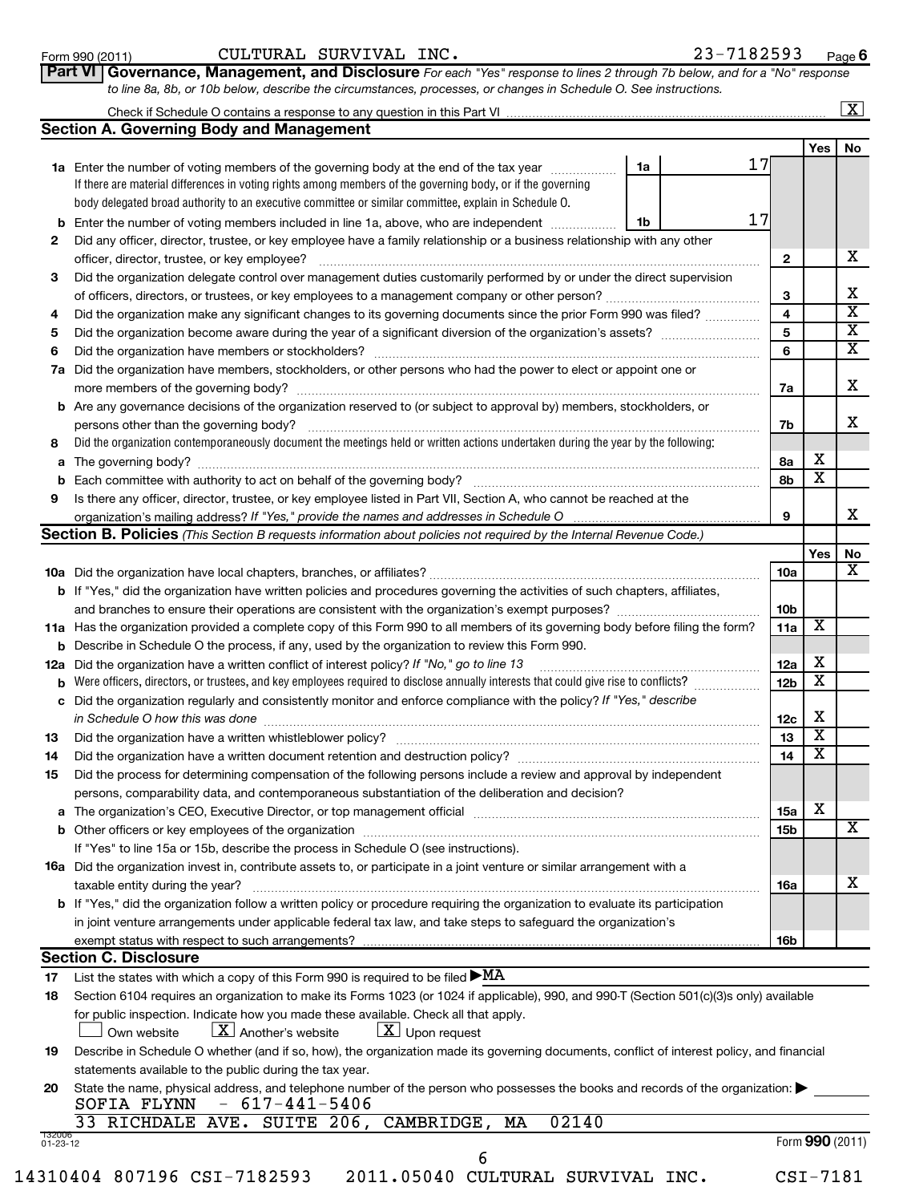Form 990 (2011) CULTURAL SURVIVAL INC. 23-7182593 Page 6

**Part VI Governance, Management, and Disclosure** *For each "Yes" response to lines 2 through 7b below, and for a "No" response to line 8a, 8b, or 10b below, describe the circumstances, processes, or changes in Schedule O. See instructions.*

Check if Schedule O contains a response to any question in this Part VI [X]

## Section A. Governing Body and Management

| | | | | Yes | No |
|---|---|---|---|---|---|
| **1a** | Enter the number of voting members of the governing body at the end of the tax year. If there are material differences in voting rights among members of the governing body, or if the governing body delegated broad authority to an executive committee or similar committee, explain in Schedule O. | 1a: 17 | | | |
| **b** | Enter the number of voting members included in line 1a, above, who are independent | 1b: 17 | | | |
| **2** | Did any officer, director, trustee, or key employee have a family relationship or a business relationship with any other officer, director, trustee, or key employee? | | 2 | | X |
| **3** | Did the organization delegate control over management duties customarily performed by or under the direct supervision of officers, directors, or trustees, or key employees to a management company or other person? | | 3 | | X |
| **4** | Did the organization make any significant changes to its governing documents since the prior Form 990 was filed? | | 4 | | X |
| **5** | Did the organization become aware during the year of a significant diversion of the organization's assets? | | 5 | | X |
| **6** | Did the organization have members or stockholders? | | 6 | | X |
| **7a** | Did the organization have members, stockholders, or other persons who had the power to elect or appoint one or more members of the governing body? | | 7a | | X |
| **b** | Are any governance decisions of the organization reserved to (or subject to approval by) members, stockholders, or persons other than the governing body? | | 7b | | X |
| **8** | Did the organization contemporaneously document the meetings held or written actions undertaken during the year by the following: | | | | |
| **a** | The governing body? | | 8a | X | |
| **b** | Each committee with authority to act on behalf of the governing body? | | 8b | X | |
| **9** | Is there any officer, director, trustee, or key employee listed in Part VII, Section A, who cannot be reached at the organization's mailing address? *If "Yes," provide the names and addresses in Schedule O* | | 9 | | X |

## Section B. Policies *(This Section B requests information about policies not required by the Internal Revenue Code.)*

| | | | Yes | No |
|---|---|---|---|---|
| **10a** | Did the organization have local chapters, branches, or affiliates? | 10a | | X |
| **b** | If "Yes," did the organization have written policies and procedures governing the activities of such chapters, affiliates, and branches to ensure their operations are consistent with the organization's exempt purposes? | 10b | | |
| **11a** | Has the organization provided a complete copy of this Form 990 to all members of its governing body before filing the form? | 11a | X | |
| **b** | Describe in Schedule O the process, if any, used by the organization to review this Form 990. | | | |
| **12a** | Did the organization have a written conflict of interest policy? *If "No," go to line 13* | 12a | X | |
| **b** | Were officers, directors, or trustees, and key employees required to disclose annually interests that could give rise to conflicts? | 12b | X | |
| **c** | Did the organization regularly and consistently monitor and enforce compliance with the policy? *If "Yes," describe in Schedule O how this was done* | 12c | X | |
| **13** | Did the organization have a written whistleblower policy? | 13 | X | |
| **14** | Did the organization have a written document retention and destruction policy? | 14 | X | |
| **15** | Did the process for determining compensation of the following persons include a review and approval by independent persons, comparability data, and contemporaneous substantiation of the deliberation and decision? | | | |
| **a** | The organization's CEO, Executive Director, or top management official | 15a | X | |
| **b** | Other officers or key employees of the organization | 15b | | X |
| | If "Yes" to line 15a or 15b, describe the process in Schedule O (see instructions). | | | |
| **16a** | Did the organization invest in, contribute assets to, or participate in a joint venture or similar arrangement with a taxable entity during the year? | 16a | | X |
| **b** | If "Yes," did the organization follow a written policy or procedure requiring the organization to evaluate its participation in joint venture arrangements under applicable federal tax law, and take steps to safeguard the organization's exempt status with respect to such arrangements? | 16b | | |

## Section C. Disclosure

**17** List the states with which a copy of this Form 990 is required to be filed ▶ MA

**18** Section 6104 requires an organization to make its Forms 1023 (or 1024 if applicable), 990, and 990-T (Section 501(c)(3)s only) available for public inspection. Indicate how you made these available. Check all that apply.

[ ] Own website [X] Another's website [X] Upon request

**19** Describe in Schedule O whether (and if so, how), the organization made its governing documents, conflict of interest policy, and financial statements available to the public during the tax year.

**20** State the name, physical address, and telephone number of the person who possesses the books and records of the organization: ▶

SOFIA FLYNN - 617-441-5406
33 RICHDALE AVE. SUITE 206, CAMBRIDGE, MA 02140

132006 01-23-12 Form **990** (2011)

14310404 807196 CSI-7182593 2011.05040 CULTURAL SURVIVAL INC. CSI-7181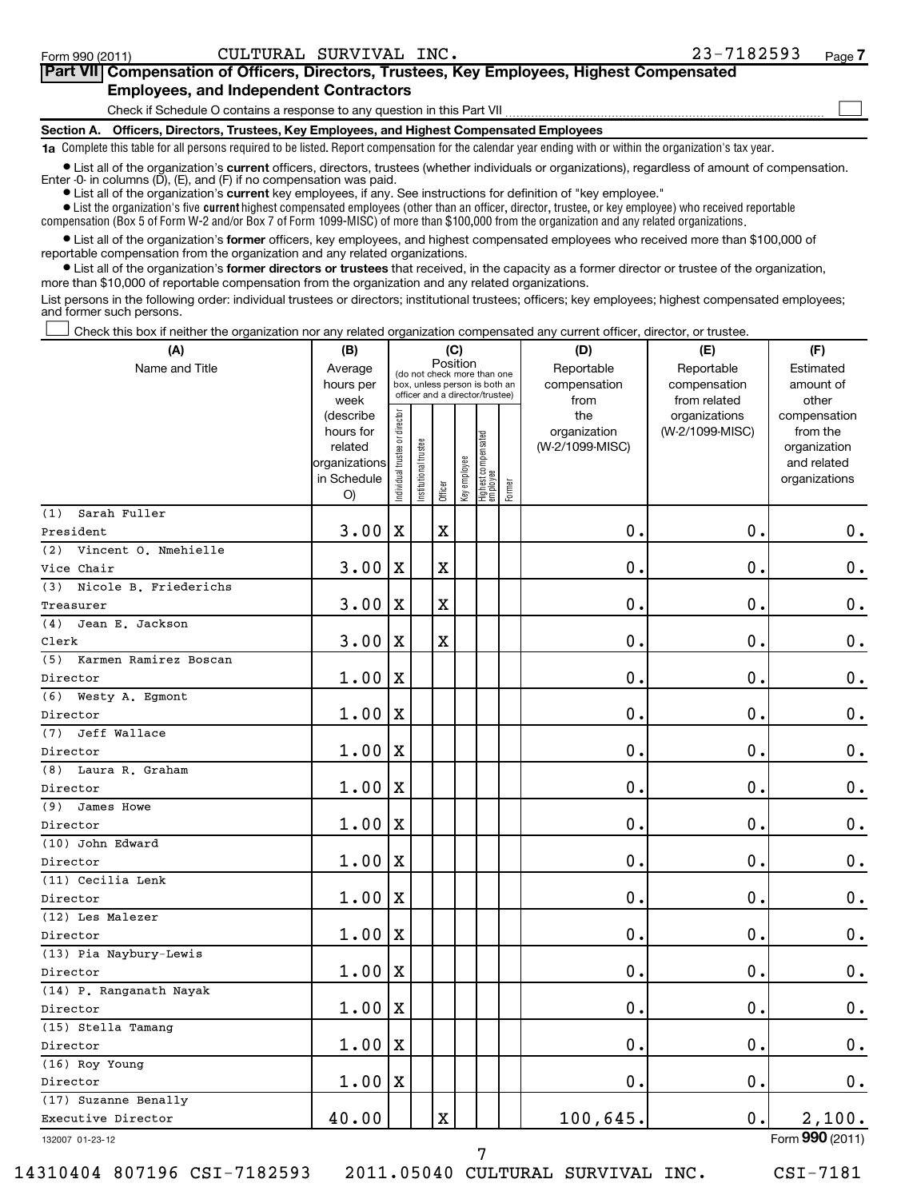Form 990 (2011) CULTURAL SURVIVAL INC. 23-7182593 Page 7

## Part VII Compensation of Officers, Directors, Trustees, Key Employees, Highest Compensated Employees, and Independent Contractors

Check if Schedule O contains a response to any question in this Part VII ☐

### Section A. Officers, Directors, Trustees, Key Employees, and Highest Compensated Employees

**1a** Complete this table for all persons required to be listed. Report compensation for the calendar year ending with or within the organization's tax year.

- List all of the organization's **current** officers, directors, trustees (whether individuals or organizations), regardless of amount of compensation. Enter -0- in columns (D), (E), and (F) if no compensation was paid.
- List all of the organization's **current** key employees, if any. See instructions for definition of "key employee."
- List the organization's five **current** highest compensated employees (other than an officer, director, trustee, or key employee) who received reportable compensation (Box 5 of Form W-2 and/or Box 7 of Form 1099-MISC) of more than $100,000 from the organization and any related organizations.
- List all of the organization's **former** officers, key employees, and highest compensated employees who received more than $100,000 of reportable compensation from the organization and any related organizations.
- List all of the organization's **former directors or trustees** that received, in the capacity as a former director or trustee of the organization, more than $10,000 of reportable compensation from the organization and any related organizations.

List persons in the following order: individual trustees or directors; institutional trustees; officers; key employees; highest compensated employees; and former such persons.

☐ Check this box if neither the organization nor any related organization compensated any current officer, director, or trustee.

| (A) Name and Title | (B) Average hours per week (describe hours for related organizations in Schedule O) | (C) Position: Individual trustee or director | Institutional trustee | Officer | Key employee | Highest compensated employee | Former | (D) Reportable compensation from the organization (W-2/1099-MISC) | (E) Reportable compensation from related organizations (W-2/1099-MISC) | (F) Estimated amount of other compensation from the organization and related organizations |
|---|---|---|---|---|---|---|---|---|---|---|
| (1) Sarah Fuller<br>President | 3.00 | X | | X | | | | 0. | 0. | 0. |
| (2) Vincent O. Nmehielle<br>Vice Chair | 3.00 | X | | X | | | | 0. | 0. | 0. |
| (3) Nicole B. Friederichs<br>Treasurer | 3.00 | X | | X | | | | 0. | 0. | 0. |
| (4) Jean E. Jackson<br>Clerk | 3.00 | X | | X | | | | 0. | 0. | 0. |
| (5) Karmen Ramirez Boscan<br>Director | 1.00 | X | | | | | | 0. | 0. | 0. |
| (6) Westy A. Egmont<br>Director | 1.00 | X | | | | | | 0. | 0. | 0. |
| (7) Jeff Wallace<br>Director | 1.00 | X | | | | | | 0. | 0. | 0. |
| (8) Laura R. Graham<br>Director | 1.00 | X | | | | | | 0. | 0. | 0. |
| (9) James Howe<br>Director | 1.00 | X | | | | | | 0. | 0. | 0. |
| (10) John Edward<br>Director | 1.00 | X | | | | | | 0. | 0. | 0. |
| (11) Cecilia Lenk<br>Director | 1.00 | X | | | | | | 0. | 0. | 0. |
| (12) Les Malezer<br>Director | 1.00 | X | | | | | | 0. | 0. | 0. |
| (13) Pia Naybury-Lewis<br>Director | 1.00 | X | | | | | | 0. | 0. | 0. |
| (14) P. Ranganath Nayak<br>Director | 1.00 | X | | | | | | 0. | 0. | 0. |
| (15) Stella Tamang<br>Director | 1.00 | X | | | | | | 0. | 0. | 0. |
| (16) Roy Young<br>Director | 1.00 | X | | | | | | 0. | 0. | 0. |
| (17) Suzanne Benally<br>Executive Director | 40.00 | | | X | | | | 100,645. | 0. | 2,100. |

132007 01-23-12 Form **990** (2011)

14310404 807196 CSI-7182593 2011.05040 CULTURAL SURVIVAL INC. CSI-7181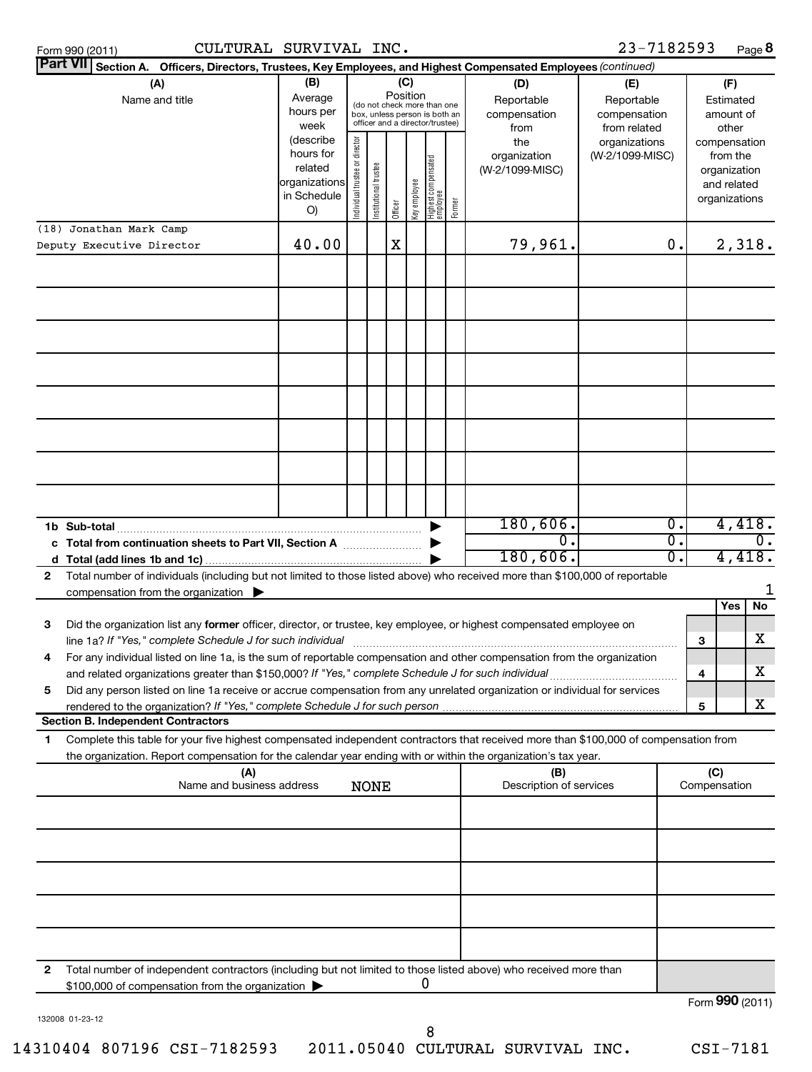Form 990 (2011) CULTURAL SURVIVAL INC. 23-7182593 Page **8**

**Part VII Section A. Officers, Directors, Trustees, Key Employees, and Highest Compensated Employees** *(continued)*

| (A) Name and title | (B) Average hours per week (describe hours for related organizations in Schedule O) | (C) Position: Individual trustee or director | Institutional trustee | Officer | Key employee | Highest compensated employee | Former | (D) Reportable compensation from the organization (W-2/1099-MISC) | (E) Reportable compensation from related organizations (W-2/1099-MISC) | (F) Estimated amount of other compensation from the organization and related organizations |
|---|---|---|---|---|---|---|---|---|---|---|
| (18) Jonathan Mark Camp<br>Deputy Executive Director | 40.00 | | | X | | | | 79,961. | 0. | 2,318. |
| | | | | | | | | | | |
| | | | | | | | | | | |
| | | | | | | | | | | |
| | | | | | | | | | | |
| | | | | | | | | | | |
| | | | | | | | | | | |
| | | | | | | | | | | |
| | | | | | | | | | | |
| **1b Sub-total** | | | | | | | | 180,606. | 0. | 4,418. |
| **c Total from continuation sheets to Part VII, Section A** | | | | | | | | 0. | 0. | 0. |
| **d Total (add lines 1b and 1c)** | | | | | | | | 180,606. | 0. | 4,418. |

**2** Total number of individuals (including but not limited to those listed above) who received more than $100,000 of reportable compensation from the organization ▶ 1

| | | | Yes | No |
|---|---|---|---|---|
| **3** | Did the organization list any **former** officer, director, or trustee, key employee, or highest compensated employee on line 1a? *If "Yes," complete Schedule J for such individual* | 3 | | X |
| **4** | For any individual listed on line 1a, is the sum of reportable compensation and other compensation from the organization and related organizations greater than $150,000? *If "Yes," complete Schedule J for such individual* | 4 | | X |
| **5** | Did any person listed on line 1a receive or accrue compensation from any unrelated organization or individual for services rendered to the organization? *If "Yes," complete Schedule J for such person* | 5 | | X |

**Section B. Independent Contractors**

**1** Complete this table for your five highest compensated independent contractors that received more than $100,000 of compensation from the organization. Report compensation for the calendar year ending with or within the organization's tax year.

| (A) Name and business address | (B) Description of services | (C) Compensation |
|---|---|---|
| NONE | | |
| | | |
| | | |
| | | |
| | | |

**2** Total number of independent contractors (including but not limited to those listed above) who received more than $100,000 of compensation from the organization ▶ 0

Form **990** (2011)

132008 01-23-12

14310404 807196 CSI-7182593 2011.05040 CULTURAL SURVIVAL INC. CSI-7181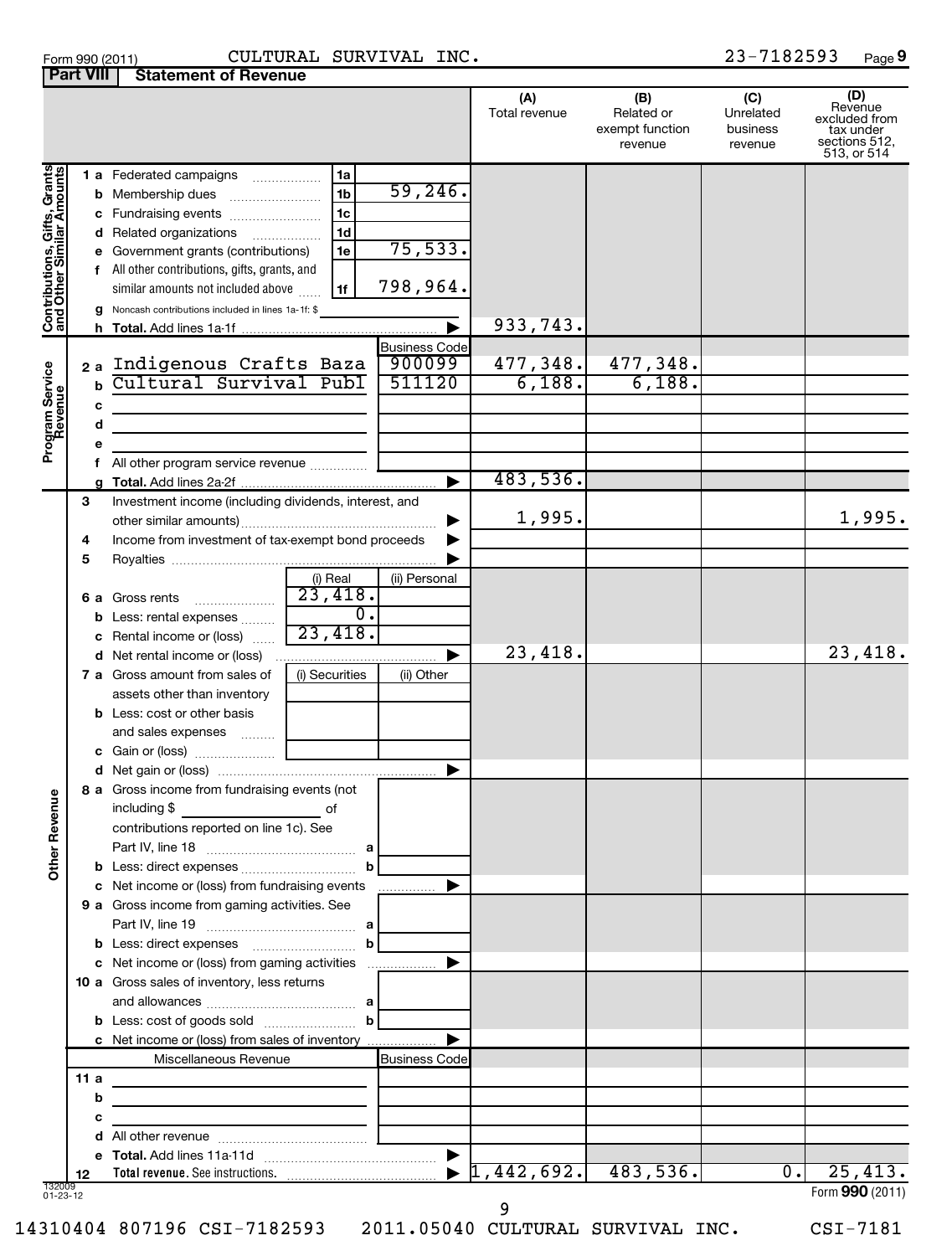Form 990 (2011) CULTURAL SURVIVAL INC. 23-7182593 Page 9

## Part VIII Statement of Revenue

| | | | (A) Total revenue | (B) Related or exempt function revenue | (C) Unrelated business revenue | (D) Revenue excluded from tax under sections 512, 513, or 514 |
|---|---|---|---|---|---|---|
| **Contributions, Gifts, Grants and Other Similar Amounts** | | | | | | |
| 1 a Federated campaigns | 1a | | | | | |
| b Membership dues | 1b | 59,246. | | | | |
| c Fundraising events | 1c | | | | | |
| d Related organizations | 1d | | | | | |
| e Government grants (contributions) | 1e | 75,533. | | | | |
| f All other contributions, gifts, grants, and similar amounts not included above | 1f | 798,964. | | | | |
| g Noncash contributions included in lines 1a-1f: $ | | | | | | |
| h **Total.** Add lines 1a-1f | | | 933,743. | | | |
| **Program Service Revenue** | | Business Code | | | | |
| 2 a Indigenous Crafts Baza | | 900099 | 477,348. | 477,348. | | |
| b Cultural Survival Publ | | 511120 | 6,188. | 6,188. | | |
| c | | | | | | |
| d | | | | | | |
| e | | | | | | |
| f All other program service revenue | | | | | | |
| g **Total.** Add lines 2a-2f | | | 483,536. | | | |
| **Other Revenue** | | | | | | |
| 3 Investment income (including dividends, interest, and other similar amounts) | | | 1,995. | | | 1,995. |
| 4 Income from investment of tax-exempt bond proceeds | | | | | | |
| 5 Royalties | | | | | | |
| | (i) Real | (ii) Personal | | | | |
| 6 a Gross rents | 23,418. | | | | | |
| b Less: rental expenses | 0. | | | | | |
| c Rental income or (loss) | 23,418. | | | | | |
| d Net rental income or (loss) | | | 23,418. | | | 23,418. |
| | (i) Securities | (ii) Other | | | | |
| 7 a Gross amount from sales of assets other than inventory | | | | | | |
| b Less: cost or other basis and sales expenses | | | | | | |
| c Gain or (loss) | | | | | | |
| d Net gain or (loss) | | | | | | |
| 8 a Gross income from fundraising events (not including $ of contributions reported on line 1c). See Part IV, line 18 | a | | | | | |
| b Less: direct expenses | b | | | | | |
| c Net income or (loss) from fundraising events | | | | | | |
| 9 a Gross income from gaming activities. See Part IV, line 19 | a | | | | | |
| b Less: direct expenses | b | | | | | |
| c Net income or (loss) from gaming activities | | | | | | |
| 10 a Gross sales of inventory, less returns and allowances | a | | | | | |
| b Less: cost of goods sold | b | | | | | |
| c Net income or (loss) from sales of inventory | | | | | | |
| Miscellaneous Revenue | | Business Code | | | | |
| 11 a | | | | | | |
| b | | | | | | |
| c | | | | | | |
| d All other revenue | | | | | | |
| e **Total.** Add lines 11a-11d | | | | | | |
| 12 **Total revenue.** See instructions. | | | 1,442,692. | 483,536. | 0. | 25,413. |

132009 01-23-12

Form **990** (2011)

14310404 807196 CSI-7182593 2011.05040 CULTURAL SURVIVAL INC. CSI-7181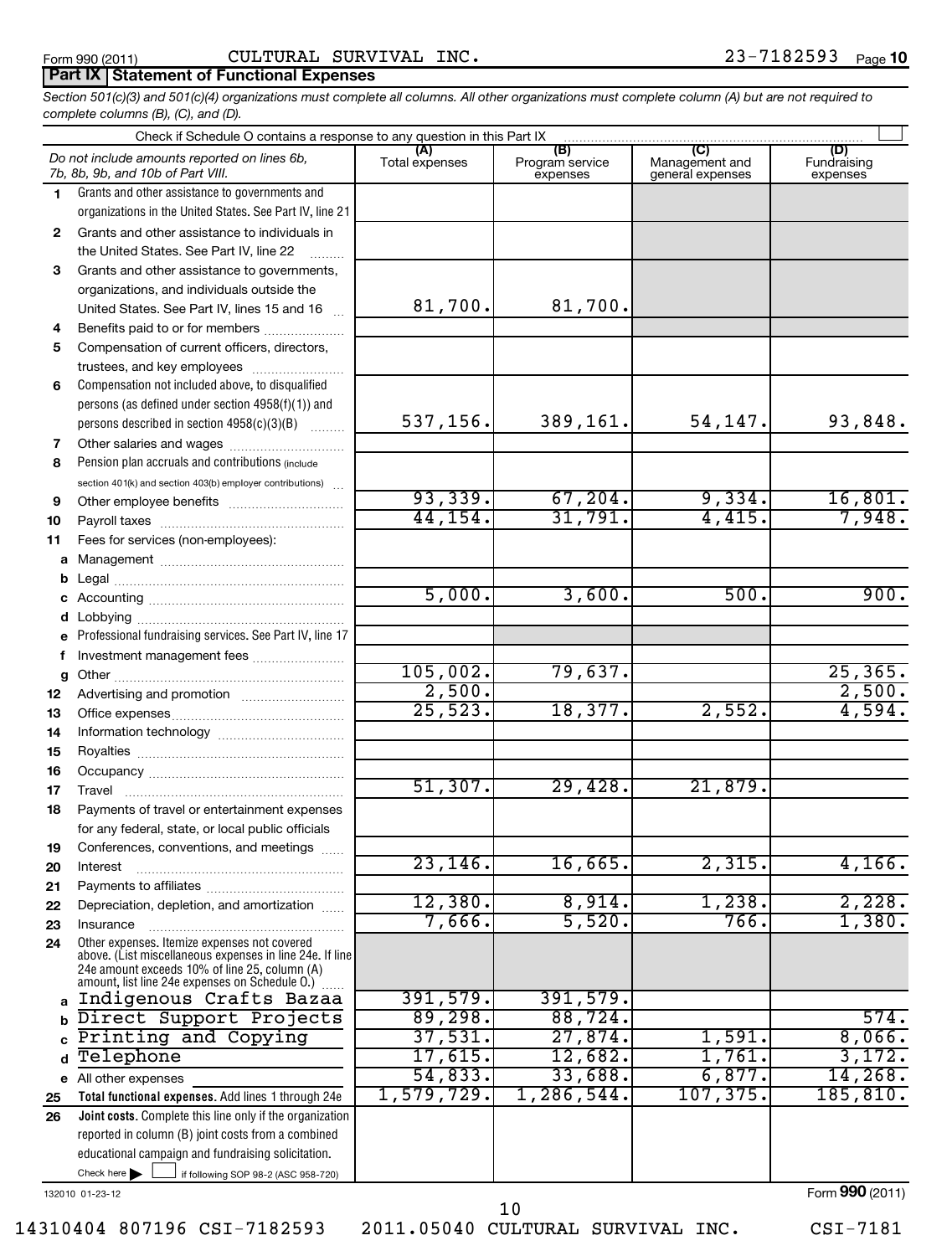Form 990 (2011) CULTURAL SURVIVAL INC. 23-7182593 Page 10

## Part IX Statement of Functional Expenses

*Section 501(c)(3) and 501(c)(4) organizations must complete all columns. All other organizations must complete column (A) but are not required to complete columns (B), (C), and (D).*

Check if Schedule O contains a response to any question in this Part IX

| | *Do not include amounts reported on lines 6b, 7b, 8b, 9b, and 10b of Part VIII.* | (A) Total expenses | (B) Program service expenses | (C) Management and general expenses | (D) Fundraising expenses |
|---|---|---|---|---|---|
| 1 | Grants and other assistance to governments and organizations in the United States. See Part IV, line 21 | | | | |
| 2 | Grants and other assistance to individuals in the United States. See Part IV, line 22 | | | | |
| 3 | Grants and other assistance to governments, organizations, and individuals outside the United States. See Part IV, lines 15 and 16 | 81,700. | 81,700. | | |
| 4 | Benefits paid to or for members | | | | |
| 5 | Compensation of current officers, directors, trustees, and key employees | | | | |
| 6 | Compensation not included above, to disqualified persons (as defined under section 4958(f)(1)) and persons described in section 4958(c)(3)(B) | 537,156. | 389,161. | 54,147. | 93,848. |
| 7 | Other salaries and wages | | | | |
| 8 | Pension plan accruals and contributions (include section 401(k) and section 403(b) employer contributions) | | | | |
| 9 | Other employee benefits | 93,339. | 67,204. | 9,334. | 16,801. |
| 10 | Payroll taxes | 44,154. | 31,791. | 4,415. | 7,948. |
| 11 | Fees for services (non-employees): | | | | |
| a | Management | | | | |
| b | Legal | | | | |
| c | Accounting | 5,000. | 3,600. | 500. | 900. |
| d | Lobbying | | | | |
| e | Professional fundraising services. See Part IV, line 17 | | | | |
| f | Investment management fees | | | | |
| g | Other | 105,002. | 79,637. | | 25,365. |
| 12 | Advertising and promotion | 2,500. | | | 2,500. |
| 13 | Office expenses | 25,523. | 18,377. | 2,552. | 4,594. |
| 14 | Information technology | | | | |
| 15 | Royalties | | | | |
| 16 | Occupancy | | | | |
| 17 | Travel | 51,307. | 29,428. | 21,879. | |
| 18 | Payments of travel or entertainment expenses for any federal, state, or local public officials | | | | |
| 19 | Conferences, conventions, and meetings | | | | |
| 20 | Interest | 23,146. | 16,665. | 2,315. | 4,166. |
| 21 | Payments to affiliates | | | | |
| 22 | Depreciation, depletion, and amortization | 12,380. | 8,914. | 1,238. | 2,228. |
| 23 | Insurance | 7,666. | 5,520. | 766. | 1,380. |
| 24 | Other expenses. Itemize expenses not covered above. (List miscellaneous expenses in line 24e. If line 24e amount exceeds 10% of line 25, column (A) amount, list line 24e expenses on Schedule O.) | | | | |
| a | Indigenous Crafts Bazaa | 391,579. | 391,579. | | |
| b | Direct Support Projects | 89,298. | 88,724. | | 574. |
| c | Printing and Copying | 37,531. | 27,874. | 1,591. | 8,066. |
| d | Telephone | 17,615. | 12,682. | 1,761. | 3,172. |
| e | All other expenses | 54,833. | 33,688. | 6,877. | 14,268. |
| 25 | **Total functional expenses.** Add lines 1 through 24e | 1,579,729. | 1,286,544. | 107,375. | 185,810. |
| 26 | **Joint costs.** Complete this line only if the organization reported in column (B) joint costs from a combined educational campaign and fundraising solicitation. Check here ▶ ☐ if following SOP 98-2 (ASC 958-720) | | | | |

132010 01-23-12 Form **990** (2011)

14310404 807196 CSI-7182593 2011.05040 CULTURAL SURVIVAL INC. CSI-7181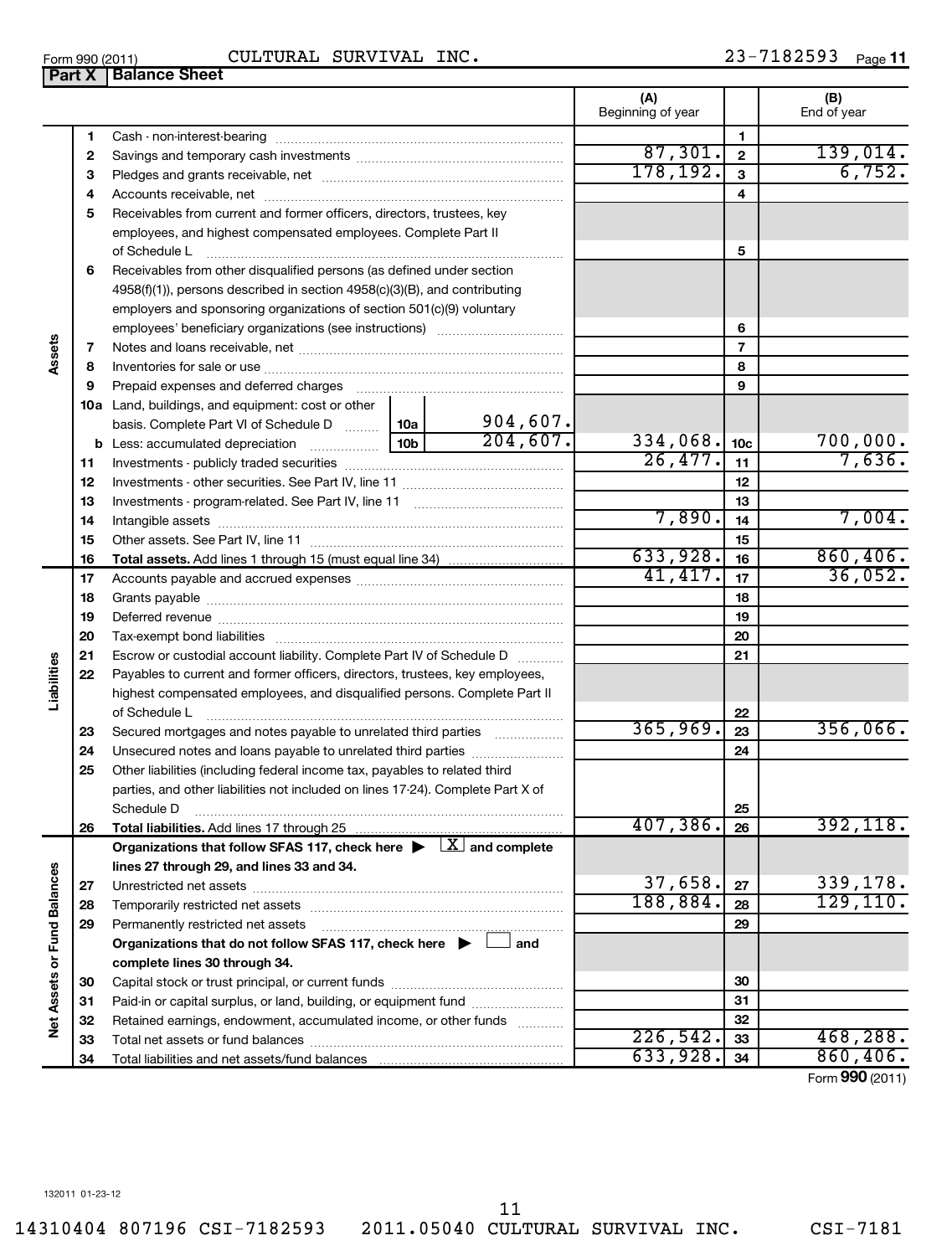Form 990 (2011) CULTURAL SURVIVAL INC. 23-7182593 Page 11

**Part X | Balance Sheet**

| | | | | (A) Beginning of year | | (B) End of year |
|---|---|---|---|---|---|---|
| Assets | 1 | Cash - non-interest-bearing | | | 1 | |
| | 2 | Savings and temporary cash investments | | 87,301. | 2 | 139,014. |
| | 3 | Pledges and grants receivable, net | | 178,192. | 3 | 6,752. |
| | 4 | Accounts receivable, net | | | 4 | |
| | 5 | Receivables from current and former officers, directors, trustees, key employees, and highest compensated employees. Complete Part II of Schedule L | | | 5 | |
| | 6 | Receivables from other disqualified persons (as defined under section 4958(f)(1)), persons described in section 4958(c)(3)(B), and contributing employers and sponsoring organizations of section 501(c)(9) voluntary employees' beneficiary organizations (see instructions) | | | 6 | |
| | 7 | Notes and loans receivable, net | | | 7 | |
| | 8 | Inventories for sale or use | | | 8 | |
| | 9 | Prepaid expenses and deferred charges | | | 9 | |
| | 10a | Land, buildings, and equipment: cost or other basis. Complete Part VI of Schedule D | 10a 904,607. | | | |
| | b | Less: accumulated depreciation | 10b 204,607. | 334,068. | 10c | 700,000. |
| | 11 | Investments - publicly traded securities | | 26,477. | 11 | 7,636. |
| | 12 | Investments - other securities. See Part IV, line 11 | | | 12 | |
| | 13 | Investments - program-related. See Part IV, line 11 | | | 13 | |
| | 14 | Intangible assets | | 7,890. | 14 | 7,004. |
| | 15 | Other assets. See Part IV, line 11 | | | 15 | |
| | 16 | **Total assets.** Add lines 1 through 15 (must equal line 34) | | 633,928. | 16 | 860,406. |
| Liabilities | 17 | Accounts payable and accrued expenses | | 41,417. | 17 | 36,052. |
| | 18 | Grants payable | | | 18 | |
| | 19 | Deferred revenue | | | 19 | |
| | 20 | Tax-exempt bond liabilities | | | 20 | |
| | 21 | Escrow or custodial account liability. Complete Part IV of Schedule D | | | 21 | |
| | 22 | Payables to current and former officers, directors, trustees, key employees, highest compensated employees, and disqualified persons. Complete Part II of Schedule L | | | 22 | |
| | 23 | Secured mortgages and notes payable to unrelated third parties | | 365,969. | 23 | 356,066. |
| | 24 | Unsecured notes and loans payable to unrelated third parties | | | 24 | |
| | 25 | Other liabilities (including federal income tax, payables to related third parties, and other liabilities not included on lines 17-24). Complete Part X of Schedule D | | | 25 | |
| | 26 | **Total liabilities.** Add lines 17 through 25 | | 407,386. | 26 | 392,118. |
| Net Assets or Fund Balances | | **Organizations that follow SFAS 117, check here ▶ [X] and complete lines 27 through 29, and lines 33 and 34.** | | | | |
| | 27 | Unrestricted net assets | | 37,658. | 27 | 339,178. |
| | 28 | Temporarily restricted net assets | | 188,884. | 28 | 129,110. |
| | 29 | Permanently restricted net assets | | | 29 | |
| | | **Organizations that do not follow SFAS 117, check here ▶ [ ] and complete lines 30 through 34.** | | | | |
| | 30 | Capital stock or trust principal, or current funds | | | 30 | |
| | 31 | Paid-in or capital surplus, or land, building, or equipment fund | | | 31 | |
| | 32 | Retained earnings, endowment, accumulated income, or other funds | | | 32 | |
| | 33 | Total net assets or fund balances | | 226,542. | 33 | 468,288. |
| | 34 | Total liabilities and net assets/fund balances | | 633,928. | 34 | 860,406. |

Form **990** (2011)

132011 01-23-12

14310404 807196 CSI-7182593 2011.05040 CULTURAL SURVIVAL INC. CSI-7181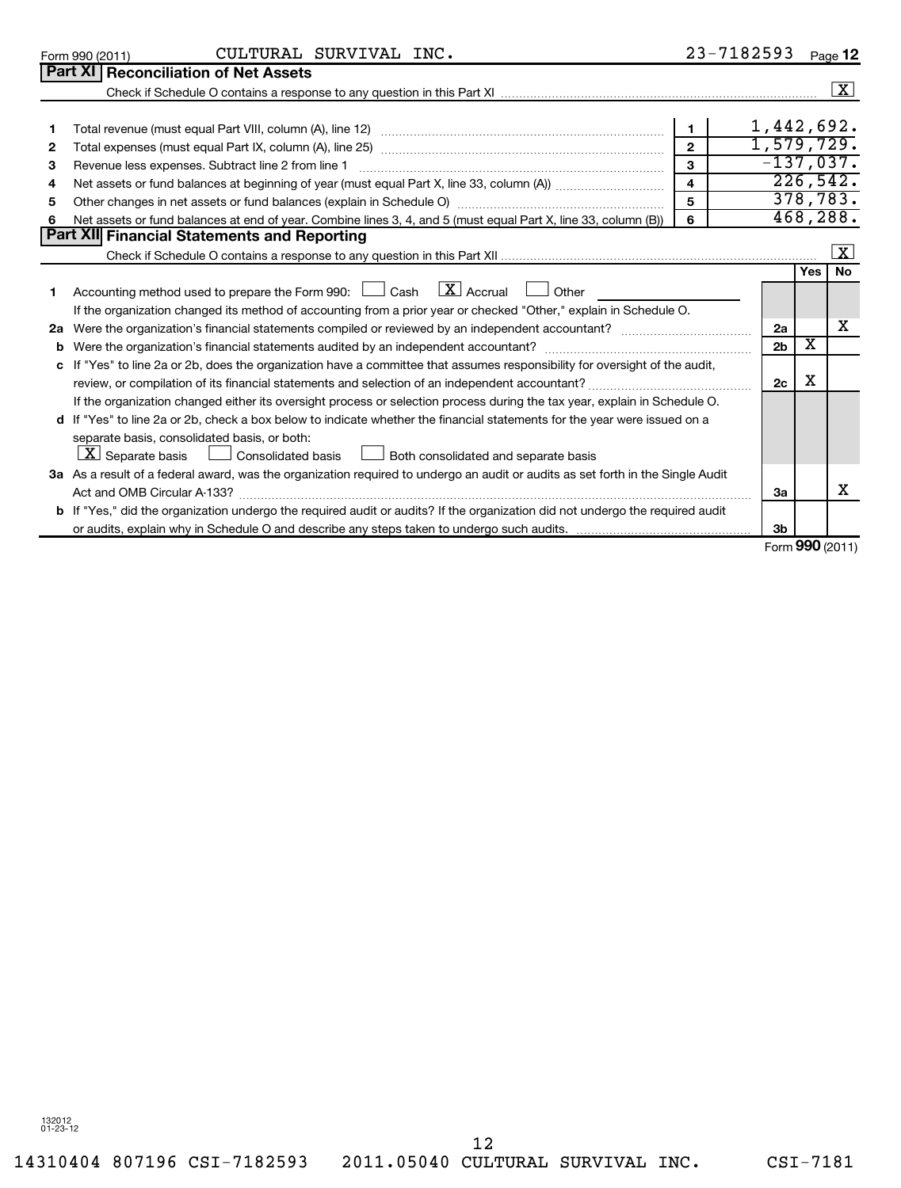Form 990 (2011) CULTURAL SURVIVAL INC. 23-7182593 Page 12

## Part XI Reconciliation of Net Assets

Check if Schedule O contains a response to any question in this Part XI ..... [X]

| | | | |
|---|---|---|---|
| 1 | Total revenue (must equal Part VIII, column (A), line 12) | 1 | 1,442,692. |
| 2 | Total expenses (must equal Part IX, column (A), line 25) | 2 | 1,579,729. |
| 3 | Revenue less expenses. Subtract line 2 from line 1 | 3 | -137,037. |
| 4 | Net assets or fund balances at beginning of year (must equal Part X, line 33, column (A)) | 4 | 226,542. |
| 5 | Other changes in net assets or fund balances (explain in Schedule O) | 5 | 378,783. |
| 6 | Net assets or fund balances at end of year. Combine lines 3, 4, and 5 (must equal Part X, line 33, column (B)) | 6 | 468,288. |

## Part XII Financial Statements and Reporting

Check if Schedule O contains a response to any question in this Part XII ..... [X]

| | | | Yes | No |
|---|---|---|---|---|
| 1 | Accounting method used to prepare the Form 990: [ ] Cash [X] Accrual [ ] Other ______<br>If the organization changed its method of accounting from a prior year or checked "Other," explain in Schedule O. | | | |
| 2a | Were the organization's financial statements compiled or reviewed by an independent accountant? | 2a | | X |
| b | Were the organization's financial statements audited by an independent accountant? | 2b | X | |
| c | If "Yes" to line 2a or 2b, does the organization have a committee that assumes responsibility for oversight of the audit, review, or compilation of its financial statements and selection of an independent accountant?<br>If the organization changed either its oversight process or selection process during the tax year, explain in Schedule O. | 2c | X | |
| d | If "Yes" to line 2a or 2b, check a box below to indicate whether the financial statements for the year were issued on a separate basis, consolidated basis, or both:<br>[X] Separate basis [ ] Consolidated basis [ ] Both consolidated and separate basis | | | |
| 3a | As a result of a federal award, was the organization required to undergo an audit or audits as set forth in the Single Audit Act and OMB Circular A-133? | 3a | | X |
| b | If "Yes," did the organization undergo the required audit or audits? If the organization did not undergo the required audit or audits, explain why in Schedule O and describe any steps taken to undergo such audits. | 3b | | |

Form 990 (2011)

132012 01-23-12

14310404 807196 CSI-7182593 2011.05040 CULTURAL SURVIVAL INC. CSI-7181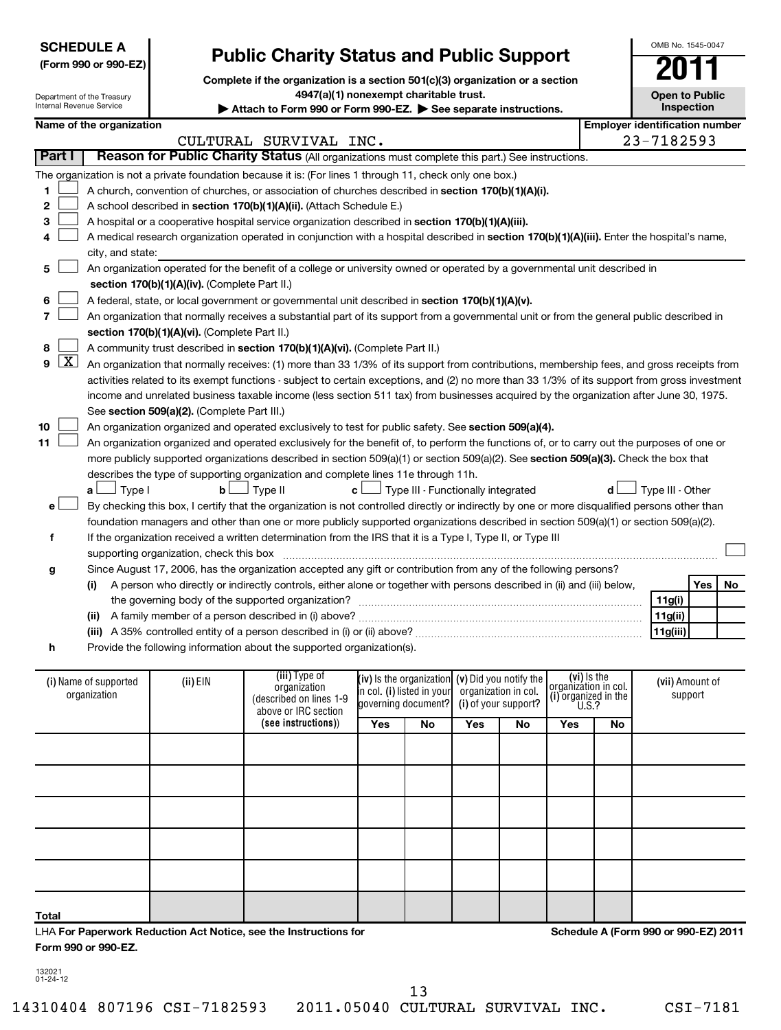**SCHEDULE A**
**(Form 990 or 990-EZ)**

Department of the Treasury
Internal Revenue Service

# Public Charity Status and Public Support

**Complete if the organization is a section 501(c)(3) organization or a section 4947(a)(1) nonexempt charitable trust.**

▶ **Attach to Form 990 or Form 990-EZ.** ▶ **See separate instructions.**

OMB No. 1545-0047

**2011**

**Open to Public Inspection**

**Name of the organization:** CULTURAL SURVIVAL INC.

**Employer identification number:** 23-7182593

## Part I — Reason for Public Charity Status (All organizations must complete this part.) See instructions.

The organization is not a private foundation because it is: (For lines 1 through 11, check only one box.)

1. ☐ A church, convention of churches, or association of churches described in **section 170(b)(1)(A)(i).**
2. ☐ A school described in **section 170(b)(1)(A)(ii).** (Attach Schedule E.)
3. ☐ A hospital or a cooperative hospital service organization described in **section 170(b)(1)(A)(iii).**
4. ☐ A medical research organization operated in conjunction with a hospital described in **section 170(b)(1)(A)(iii).** Enter the hospital's name, city, and state:
5. ☐ An organization operated for the benefit of a college or university owned or operated by a governmental unit described in **section 170(b)(1)(A)(iv).** (Complete Part II.)
6. ☐ A federal, state, or local government or governmental unit described in **section 170(b)(1)(A)(v).**
7. ☐ An organization that normally receives a substantial part of its support from a governmental unit or from the general public described in **section 170(b)(1)(A)(vi).** (Complete Part II.)
8. ☐ A community trust described in **section 170(b)(1)(A)(vi).** (Complete Part II.)
9. ☒ An organization that normally receives: (1) more than 33 1/3% of its support from contributions, membership fees, and gross receipts from activities related to its exempt functions - subject to certain exceptions, and (2) no more than 33 1/3% of its support from gross investment income and unrelated business taxable income (less section 511 tax) from businesses acquired by the organization after June 30, 1975. See **section 509(a)(2).** (Complete Part III.)
10. ☐ An organization organized and operated exclusively to test for public safety. See **section 509(a)(4).**
11. ☐ An organization organized and operated exclusively for the benefit of, to perform the functions of, or to carry out the purposes of one or more publicly supported organizations described in section 509(a)(1) or section 509(a)(2). See **section 509(a)(3).** Check the box that describes the type of supporting organization and complete lines 11e through 11h.
   **a** ☐ Type I  **b** ☐ Type II  **c** ☐ Type III - Functionally integrated  **d** ☐ Type III - Other
   **e** ☐ By checking this box, I certify that the organization is not controlled directly or indirectly by one or more disqualified persons other than foundation managers and other than one or more publicly supported organizations described in section 509(a)(1) or section 509(a)(2).
   **f** If the organization received a written determination from the IRS that it is a Type I, Type II, or Type III supporting organization, check this box ☐
   **g** Since August 17, 2006, has the organization accepted any gift or contribution from any of the following persons?

| | | Yes | No |
|---|---|---|---|
| (i) A person who directly or indirectly controls, either alone or together with persons described in (ii) and (iii) below, the governing body of the supported organization? | 11g(i) | | |
| (ii) A family member of a person described in (i) above? | 11g(ii) | | |
| (iii) A 35% controlled entity of a person described in (i) or (ii) above? | 11g(iii) | | |

   **h** Provide the following information about the supported organization(s).

| (i) Name of supported organization | (ii) EIN | (iii) Type of organization (described on lines 1-9 above or IRC section (see instructions)) | (iv) Is the organization in col. (i) listed in your governing document? Yes | No | (v) Did you notify the organization in col. (i) of your support? Yes | No | (vi) Is the organization in col. (i) organized in the U.S.? Yes | No | (vii) Amount of support |
|---|---|---|---|---|---|---|---|---|---|
| | | | | | | | | | |
| | | | | | | | | | |
| | | | | | | | | | |
| | | | | | | | | | |
| | | | | | | | | | |
| **Total** | | | | | | | | | |

LHA **For Paperwork Reduction Act Notice, see the Instructions for Form 990 or 990-EZ.**

**Schedule A (Form 990 or 990-EZ) 2011**

132021
01-24-12

14310404 807196 CSI-7182593 2011.05040 CULTURAL SURVIVAL INC. CSI-7181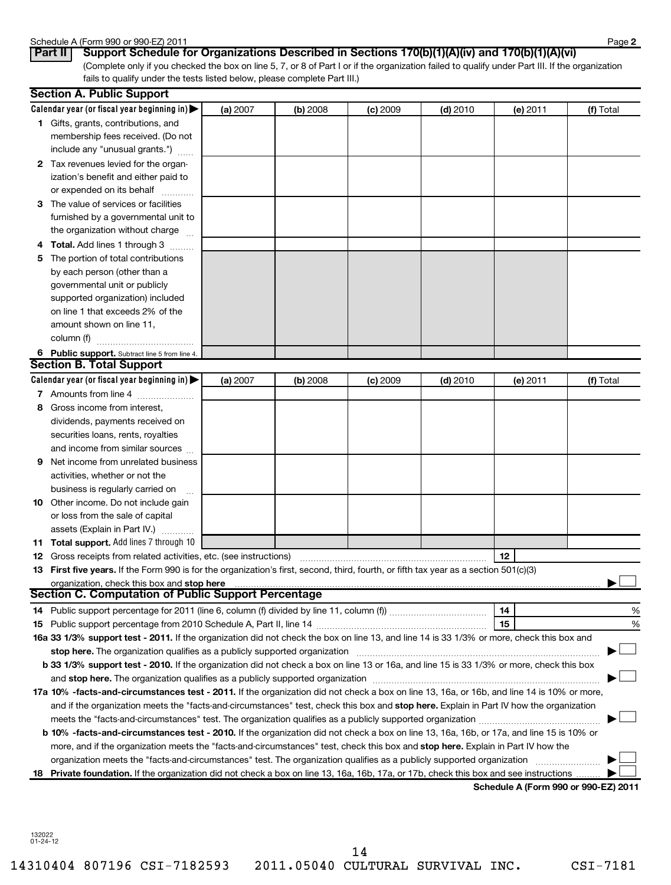**Part II** **Support Schedule for Organizations Described in Sections 170(b)(1)(A)(iv) and 170(b)(1)(A)(vi)**

(Complete only if you checked the box on line 5, 7, or 8 of Part I or if the organization failed to qualify under Part III. If the organization fails to qualify under the tests listed below, please complete Part III.)

## Section A. Public Support

| Calendar year (or fiscal year beginning in) ▶ | (a) 2007 | (b) 2008 | (c) 2009 | (d) 2010 | (e) 2011 | (f) Total |
|---|---|---|---|---|---|---|
| 1 Gifts, grants, contributions, and membership fees received. (Do not include any "unusual grants.") | | | | | | |
| 2 Tax revenues levied for the organization's benefit and either paid to or expended on its behalf | | | | | | |
| 3 The value of services or facilities furnished by a governmental unit to the organization without charge | | | | | | |
| 4 **Total.** Add lines 1 through 3 | | | | | | |
| 5 The portion of total contributions by each person (other than a governmental unit or publicly supported organization) included on line 1 that exceeds 2% of the amount shown on line 11, column (f) | | | | | | |
| 6 **Public support.** Subtract line 5 from line 4. | | | | | | |

## Section B. Total Support

| Calendar year (or fiscal year beginning in) ▶ | (a) 2007 | (b) 2008 | (c) 2009 | (d) 2010 | (e) 2011 | (f) Total |
|---|---|---|---|---|---|---|
| 7 Amounts from line 4 | | | | | | |
| 8 Gross income from interest, dividends, payments received on securities loans, rents, royalties and income from similar sources | | | | | | |
| 9 Net income from unrelated business activities, whether or not the business is regularly carried on | | | | | | |
| 10 Other income. Do not include gain or loss from the sale of capital assets (Explain in Part IV.) | | | | | | |
| 11 **Total support.** Add lines 7 through 10 | | | | | | |

**12** Gross receipts from related activities, etc. (see instructions) ..... 12 ______

**13** **First five years.** If the Form 990 is for the organization's first, second, third, fourth, or fifth tax year as a section 501(c)(3) organization, check this box and **stop here** ▶ ☐

## Section C. Computation of Public Support Percentage

**14** Public support percentage for 2011 (line 6, column (f) divided by line 11, column (f)) ..... 14 ______ %

**15** Public support percentage from 2010 Schedule A, Part II, line 14 ..... 15 ______ %

**16a** **33 1/3% support test - 2011.** If the organization did not check the box on line 13, and line 14 is 33 1/3% or more, check this box and **stop here.** The organization qualifies as a publicly supported organization ▶ ☐

**b** **33 1/3% support test - 2010.** If the organization did not check a box on line 13 or 16a, and line 15 is 33 1/3% or more, check this box and **stop here.** The organization qualifies as a publicly supported organization ▶ ☐

**17a** **10% -facts-and-circumstances test - 2011.** If the organization did not check a box on line 13, 16a, or 16b, and line 14 is 10% or more, and if the organization meets the "facts-and-circumstances" test, check this box and **stop here.** Explain in Part IV how the organization meets the "facts-and-circumstances" test. The organization qualifies as a publicly supported organization ▶ ☐

**b** **10% -facts-and-circumstances test - 2010.** If the organization did not check a box on line 13, 16a, 16b, or 17a, and line 15 is 10% or more, and if the organization meets the "facts-and-circumstances" test, check this box and **stop here.** Explain in Part IV how the organization meets the "facts-and-circumstances" test. The organization qualifies as a publicly supported organization ▶ ☐

**18** **Private foundation.** If the organization did not check a box on line 13, 16a, 16b, 17a, or 17b, check this box and see instructions ▶ ☐

**Schedule A (Form 990 or 990-EZ) 2011**

132022
01-24-12

14310404 807196 CSI-7182593 2011.05040 CULTURAL SURVIVAL INC. CSI-7181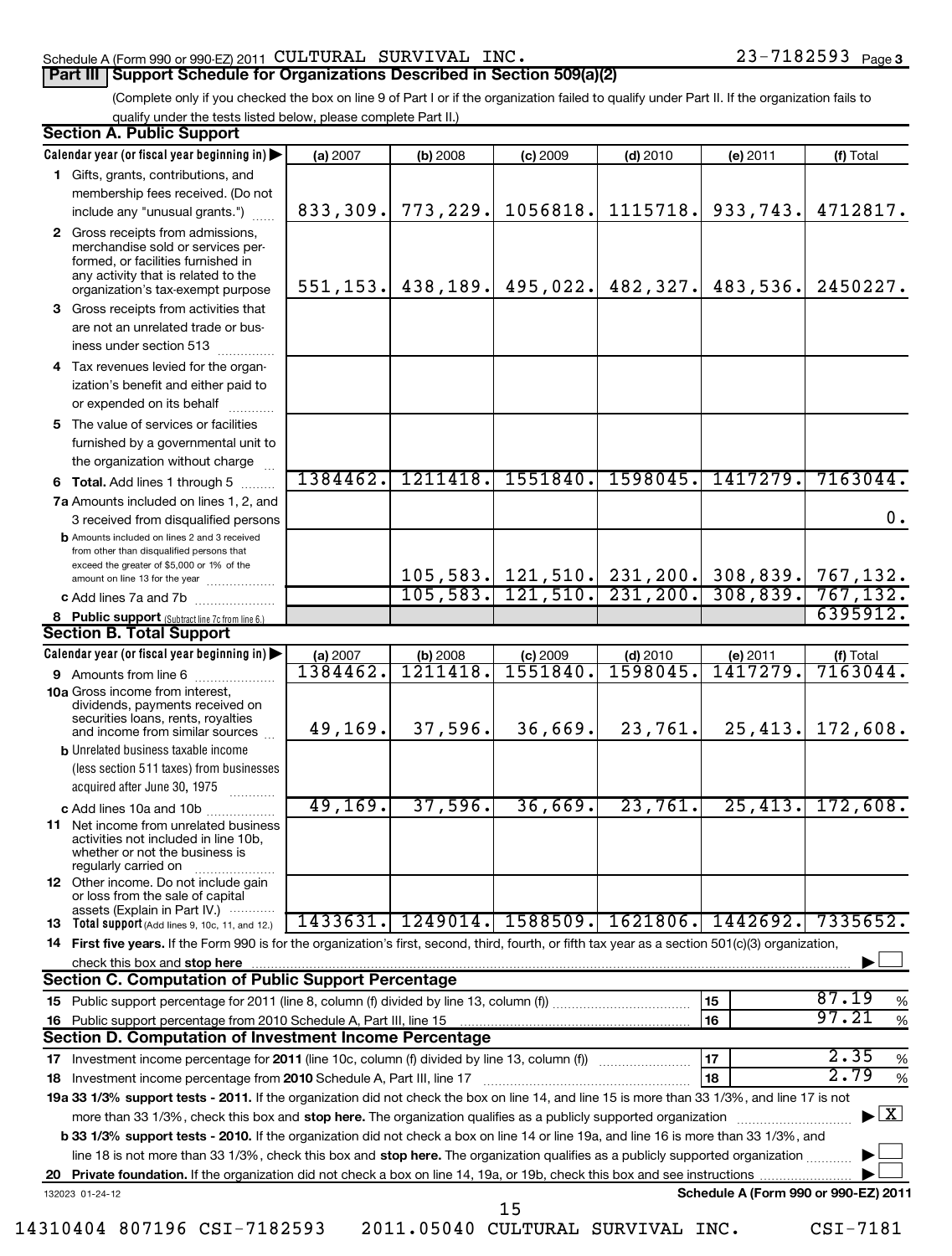Schedule A (Form 990 or 990-EZ) 2011 CULTURAL SURVIVAL INC. 23-7182593 Page 3

## Part III Support Schedule for Organizations Described in Section 509(a)(2)

(Complete only if you checked the box on line 9 of Part I or if the organization failed to qualify under Part II. If the organization fails to qualify under the tests listed below, please complete Part II.)

### Section A. Public Support

| Calendar year (or fiscal year beginning in) | (a) 2007 | (b) 2008 | (c) 2009 | (d) 2010 | (e) 2011 | (f) Total |
|---|---|---|---|---|---|---|
| 1 Gifts, grants, contributions, and membership fees received. (Do not include any "unusual grants.") | 833,309. | 773,229. | 1056818. | 1115718. | 933,743. | 4712817. |
| 2 Gross receipts from admissions, merchandise sold or services performed, or facilities furnished in any activity that is related to the organization's tax-exempt purpose | 551,153. | 438,189. | 495,022. | 482,327. | 483,536. | 2450227. |
| 3 Gross receipts from activities that are not an unrelated trade or business under section 513 | | | | | | |
| 4 Tax revenues levied for the organization's benefit and either paid to or expended on its behalf | | | | | | |
| 5 The value of services or facilities furnished by a governmental unit to the organization without charge | | | | | | |
| 6 Total. Add lines 1 through 5 | 1384462. | 1211418. | 1551840. | 1598045. | 1417279. | 7163044. |
| 7a Amounts included on lines 1, 2, and 3 received from disqualified persons | | | | | | 0. |
| b Amounts included on lines 2 and 3 received from other than disqualified persons that exceed the greater of $5,000 or 1% of the amount on line 13 for the year | | 105,583. | 121,510. | 231,200. | 308,839. | 767,132. |
| c Add lines 7a and 7b | | 105,583. | 121,510. | 231,200. | 308,839. | 767,132. |
| 8 Public support (Subtract line 7c from line 6.) | | | | | | 6395912. |

### Section B. Total Support

| Calendar year (or fiscal year beginning in) | (a) 2007 | (b) 2008 | (c) 2009 | (d) 2010 | (e) 2011 | (f) Total |
|---|---|---|---|---|---|---|
| 9 Amounts from line 6 | 1384462. | 1211418. | 1551840. | 1598045. | 1417279. | 7163044. |
| 10a Gross income from interest, dividends, payments received on securities loans, rents, royalties and income from similar sources | 49,169. | 37,596. | 36,669. | 23,761. | 25,413. | 172,608. |
| b Unrelated business taxable income (less section 511 taxes) from businesses acquired after June 30, 1975 | | | | | | |
| c Add lines 10a and 10b | 49,169. | 37,596. | 36,669. | 23,761. | 25,413. | 172,608. |
| 11 Net income from unrelated business activities not included in line 10b, whether or not the business is regularly carried on | | | | | | |
| 12 Other income. Do not include gain or loss from the sale of capital assets (Explain in Part IV.) | | | | | | |
| 13 Total support (Add lines 9, 10c, 11, and 12.) | 1433631. | 1249014. | 1588509. | 1621806. | 1442692. | 7335652. |

14 **First five years.** If the Form 990 is for the organization's first, second, third, fourth, or fifth tax year as a section 501(c)(3) organization, check this box and **stop here** ☐

### Section C. Computation of Public Support Percentage

| | | |
|---|---|---|
| 15 Public support percentage for 2011 (line 8, column (f) divided by line 13, column (f)) | 15 | 87.19 % |
| 16 Public support percentage from 2010 Schedule A, Part III, line 15 | 16 | 97.21 % |

### Section D. Computation of Investment Income Percentage

| | | |
|---|---|---|
| 17 Investment income percentage for **2011** (line 10c, column (f) divided by line 13, column (f)) | 17 | 2.35 % |
| 18 Investment income percentage from **2010** Schedule A, Part III, line 17 | 18 | 2.79 % |

**19a 33 1/3% support tests - 2011.** If the organization did not check the box on line 14, and line 15 is more than 33 1/3%, and line 17 is not more than 33 1/3%, check this box and **stop here.** The organization qualifies as a publicly supported organization ☒

**b 33 1/3% support tests - 2010.** If the organization did not check a box on line 14 or line 19a, and line 16 is more than 33 1/3%, and line 18 is not more than 33 1/3%, check this box and **stop here.** The organization qualifies as a publicly supported organization ☐

**20 Private foundation.** If the organization did not check a box on line 14, 19a, or 19b, check this box and see instructions ☐

132023 01-24-12 **Schedule A (Form 990 or 990-EZ) 2011**

14310404 807196 CSI-7182593 2011.05040 CULTURAL SURVIVAL INC. CSI-7181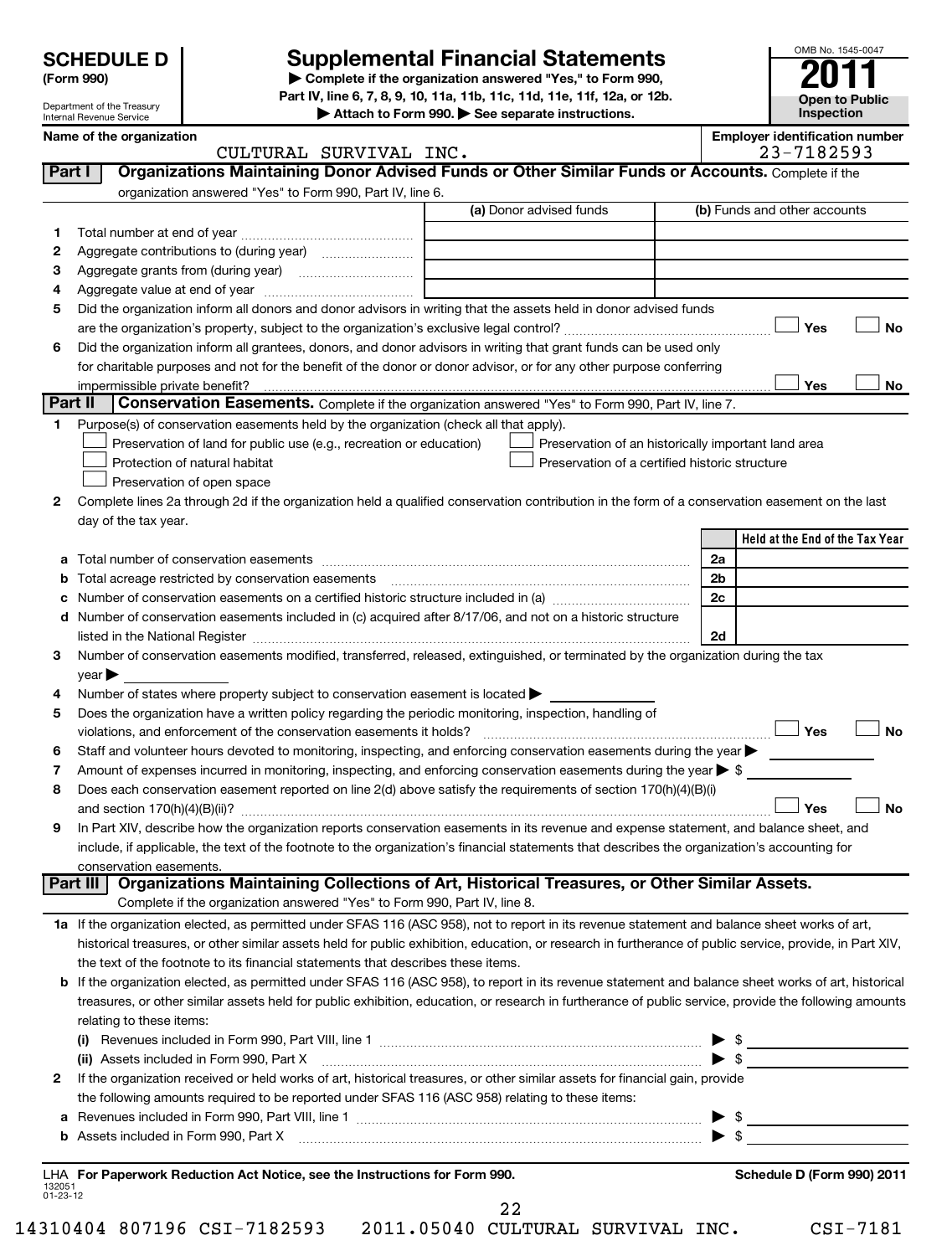# SCHEDULE D (Form 990)

Department of the Treasury
Internal Revenue Service

## Supplemental Financial Statements

▶ Complete if the organization answered "Yes," to Form 990, Part IV, line 6, 7, 8, 9, 10, 11a, 11b, 11c, 11d, 11e, 11f, 12a, or 12b.
▶ Attach to Form 990. ▶ See separate instructions.

OMB No. 1545-0047

**2011**

**Open to Public Inspection**

**Name of the organization:** CULTURAL SURVIVAL INC.

**Employer identification number:** 23-7182593

## Part I Organizations Maintaining Donor Advised Funds or Other Similar Funds or Accounts.

Complete if the organization answered "Yes" to Form 990, Part IV, line 6.

| | | (a) Donor advised funds | (b) Funds and other accounts |
|---|---|---|---|
| 1 | Total number at end of year | | |
| 2 | Aggregate contributions to (during year) | | |
| 3 | Aggregate grants from (during year) | | |
| 4 | Aggregate value at end of year | | |

5 Did the organization inform all donors and donor advisors in writing that the assets held in donor advised funds are the organization's property, subject to the organization's exclusive legal control? ☐ Yes ☐ No

6 Did the organization inform all grantees, donors, and donor advisors in writing that grant funds can be used only for charitable purposes and not for the benefit of the donor or donor advisor, or for any other purpose conferring impermissible private benefit? ☐ Yes ☐ No

## Part II Conservation Easements.

Complete if the organization answered "Yes" to Form 990, Part IV, line 7.

1 Purpose(s) of conservation easements held by the organization (check all that apply).

- ☐ Preservation of land for public use (e.g., recreation or education)
- ☐ Protection of natural habitat
- ☐ Preservation of open space
- ☐ Preservation of an historically important land area
- ☐ Preservation of a certified historic structure

2 Complete lines 2a through 2d if the organization held a qualified conservation contribution in the form of a conservation easement on the last day of the tax year.

| | | | Held at the End of the Tax Year |
|---|---|---|---|
| a | Total number of conservation easements | 2a | |
| b | Total acreage restricted by conservation easements | 2b | |
| c | Number of conservation easements on a certified historic structure included in (a) | 2c | |
| d | Number of conservation easements included in (c) acquired after 8/17/06, and not on a historic structure listed in the National Register | 2d | |

3 Number of conservation easements modified, transferred, released, extinguished, or terminated by the organization during the tax year ▶

4 Number of states where property subject to conservation easement is located ▶

5 Does the organization have a written policy regarding the periodic monitoring, inspection, handling of violations, and enforcement of the conservation easements it holds? ☐ Yes ☐ No

6 Staff and volunteer hours devoted to monitoring, inspecting, and enforcing conservation easements during the year ▶

7 Amount of expenses incurred in monitoring, inspecting, and enforcing conservation easements during the year ▶ $

8 Does each conservation easement reported on line 2(d) above satisfy the requirements of section 170(h)(4)(B)(i) and section 170(h)(4)(B)(ii)? ☐ Yes ☐ No

9 In Part XIV, describe how the organization reports conservation easements in its revenue and expense statement, and balance sheet, and include, if applicable, the text of the footnote to the organization's financial statements that describes the organization's accounting for conservation easements.

## Part III Organizations Maintaining Collections of Art, Historical Treasures, or Other Similar Assets.

Complete if the organization answered "Yes" to Form 990, Part IV, line 8.

1a If the organization elected, as permitted under SFAS 116 (ASC 958), not to report in its revenue statement and balance sheet works of art, historical treasures, or other similar assets held for public exhibition, education, or research in furtherance of public service, provide, in Part XIV, the text of the footnote to its financial statements that describes these items.

b If the organization elected, as permitted under SFAS 116 (ASC 958), to report in its revenue statement and balance sheet works of art, historical treasures, or other similar assets held for public exhibition, education, or research in furtherance of public service, provide the following amounts relating to these items:

(i) Revenues included in Form 990, Part VIII, line 1 ▶ $

(ii) Assets included in Form 990, Part X ▶ $

2 If the organization received or held works of art, historical treasures, or other similar assets for financial gain, provide the following amounts required to be reported under SFAS 116 (ASC 958) relating to these items:

a Revenues included in Form 990, Part VIII, line 1 ▶ $

b Assets included in Form 990, Part X ▶ $

LHA For Paperwork Reduction Act Notice, see the Instructions for Form 990.

Schedule D (Form 990) 2011

132051 01-23-12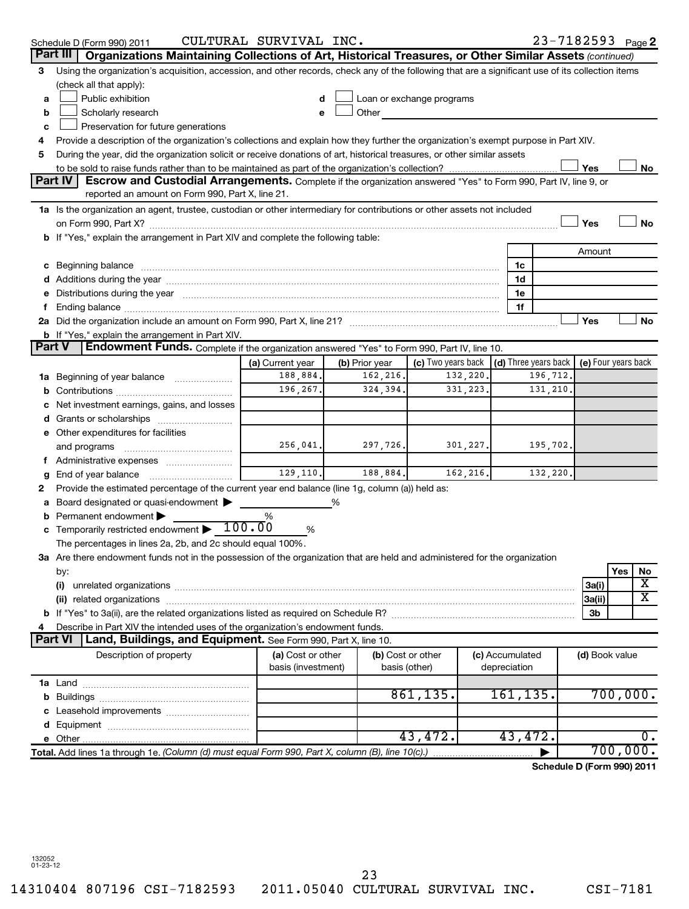Schedule D (Form 990) 2011 CULTURAL SURVIVAL INC. 23-7182593 Page 2

## Part III Organizations Maintaining Collections of Art, Historical Treasures, or Other Similar Assets (continued)

3 Using the organization's acquisition, accession, and other records, check any of the following that are a significant use of its collection items (check all that apply):

- a ☐ Public exhibition
- b ☐ Scholarly research
- c ☐ Preservation for future generations
- d ☐ Loan or exchange programs
- e ☐ Other

4 Provide a description of the organization's collections and explain how they further the organization's exempt purpose in Part XIV.

5 During the year, did the organization solicit or receive donations of art, historical treasures, or other similar assets to be sold to raise funds rather than to be maintained as part of the organization's collection? ☐ Yes ☐ No

## Part IV Escrow and Custodial Arrangements. Complete if the organization answered "Yes" to Form 990, Part IV, line 9, or reported an amount on Form 990, Part X, line 21.

1a Is the organization an agent, trustee, custodian or other intermediary for contributions or other assets not included on Form 990, Part X? ☐ Yes ☐ No

b If "Yes," explain the arrangement in Part XIV and complete the following table:

| | | Amount |
|---|---|---|
| c Beginning balance | 1c | |
| d Additions during the year | 1d | |
| e Distributions during the year | 1e | |
| f Ending balance | 1f | |

2a Did the organization include an amount on Form 990, Part X, line 21? ☐ Yes ☐ No

b If "Yes," explain the arrangement in Part XIV.

## Part V Endowment Funds. Complete if the organization answered "Yes" to Form 990, Part IV, line 10.

| | (a) Current year | (b) Prior year | (c) Two years back | (d) Three years back | (e) Four years back |
|---|---|---|---|---|---|
| 1a Beginning of year balance | 188,884. | 162,216. | 132,220. | 196,712. | |
| b Contributions | 196,267. | 324,394. | 331,223. | 131,210. | |
| c Net investment earnings, gains, and losses | | | | | |
| d Grants or scholarships | | | | | |
| e Other expenditures for facilities and programs | 256,041. | 297,726. | 301,227. | 195,702. | |
| f Administrative expenses | | | | | |
| g End of year balance | 129,110. | 188,884. | 162,216. | 132,220. | |

2 Provide the estimated percentage of the current year end balance (line 1g, column (a)) held as:

a Board designated or quasi-endowment ▶ %

b Permanent endowment ▶ %

c Temporarily restricted endowment ▶ 100.00 %

The percentages in lines 2a, 2b, and 2c should equal 100%.

3a Are there endowment funds not in the possession of the organization that are held and administered for the organization by:

| | | Yes | No |
|---|---|---|---|
| (i) unrelated organizations | 3a(i) | | X |
| (ii) related organizations | 3a(ii) | | X |
| b If "Yes" to 3a(ii), are the related organizations listed as required on Schedule R? | 3b | | |

4 Describe in Part XIV the intended uses of the organization's endowment funds.

## Part VI Land, Buildings, and Equipment. See Form 990, Part X, line 10.

| Description of property | (a) Cost or other basis (investment) | (b) Cost or other basis (other) | (c) Accumulated depreciation | (d) Book value |
|---|---|---|---|---|
| 1a Land | | | | |
| b Buildings | | 861,135. | 161,135. | 700,000. |
| c Leasehold improvements | | | | |
| d Equipment | | | | |
| e Other | | 43,472. | 43,472. | 0. |
| **Total.** Add lines 1a through 1e. *(Column (d) must equal Form 990, Part X, column (B), line 10(c).)* | | | ▶ | 700,000. |

Schedule D (Form 990) 2011

132052 01-23-12

14310404 807196 CSI-7182593 2011.05040 CULTURAL SURVIVAL INC. CSI-7181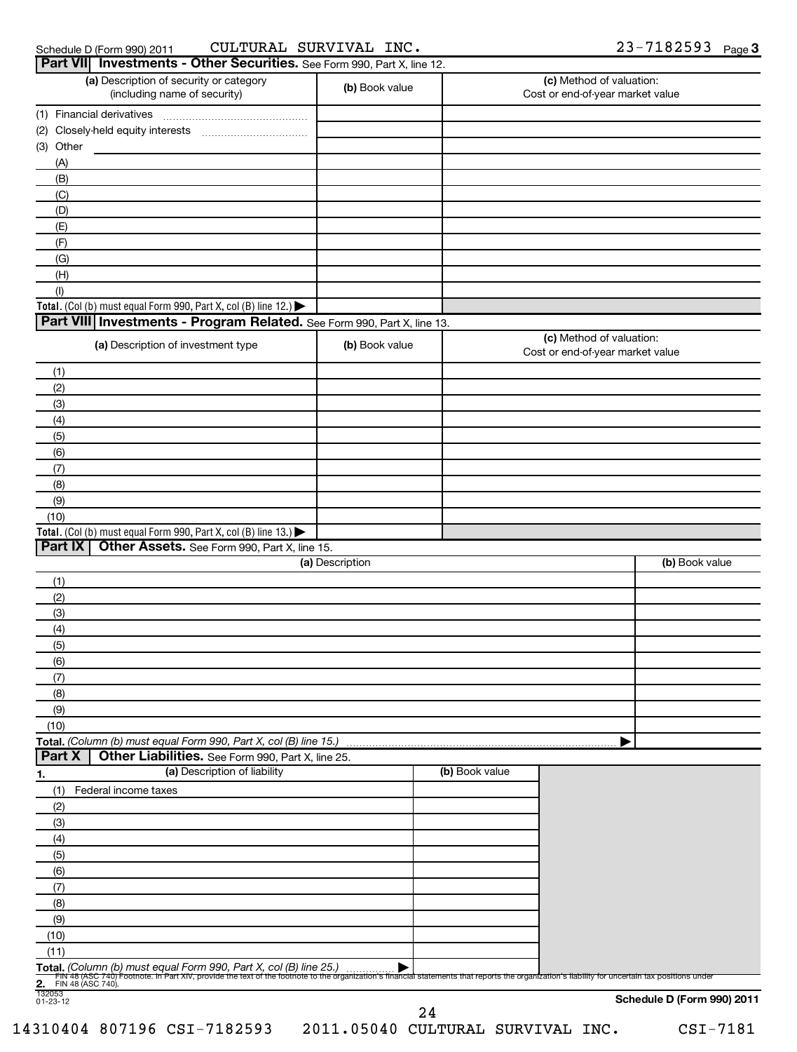Schedule D (Form 990) 2011 CULTURAL SURVIVAL INC. 23-7182593 Page 3

## Part VII Investments - Other Securities. See Form 990, Part X, line 12.

| (a) Description of security or category (including name of security) | (b) Book value | (c) Method of valuation: Cost or end-of-year market value |
|---|---|---|
| (1) Financial derivatives | | |
| (2) Closely-held equity interests | | |
| (3) Other | | |
| (A) | | |
| (B) | | |
| (C) | | |
| (D) | | |
| (E) | | |
| (F) | | |
| (G) | | |
| (H) | | |
| (I) | | |
| **Total.** (Col (b) must equal Form 990, Part X, col (B) line 12.) ▶ | | |

## Part VIII Investments - Program Related. See Form 990, Part X, line 13.

| (a) Description of investment type | (b) Book value | (c) Method of valuation: Cost or end-of-year market value |
|---|---|---|
| (1) | | |
| (2) | | |
| (3) | | |
| (4) | | |
| (5) | | |
| (6) | | |
| (7) | | |
| (8) | | |
| (9) | | |
| (10) | | |
| **Total.** (Col (b) must equal Form 990, Part X, col (B) line 13.) ▶ | | |

## Part IX Other Assets. See Form 990, Part X, line 15.

| (a) Description | (b) Book value |
|---|---|
| (1) | |
| (2) | |
| (3) | |
| (4) | |
| (5) | |
| (6) | |
| (7) | |
| (8) | |
| (9) | |
| (10) | |
| **Total.** *(Column (b) must equal Form 990, Part X, col (B) line 15.)* ▶ | |

## Part X Other Liabilities. See Form 990, Part X, line 25.

| 1. (a) Description of liability | (b) Book value |
|---|---|
| (1) Federal income taxes | |
| (2) | |
| (3) | |
| (4) | |
| (5) | |
| (6) | |
| (7) | |
| (8) | |
| (9) | |
| (10) | |
| (11) | |
| **Total.** *(Column (b) must equal Form 990, Part X, col (B) line 25.)* ▶ | |

**2.** FIN 48 (ASC 740) Footnote. In Part XIV, provide the text of the footnote to the organization's financial statements that reports the organization's liability for uncertain tax positions under FIN 48 (ASC 740).

132053 01-23-12

**Schedule D (Form 990) 2011**

14310404 807196 CSI-7182593 2011.05040 CULTURAL SURVIVAL INC. CSI-7181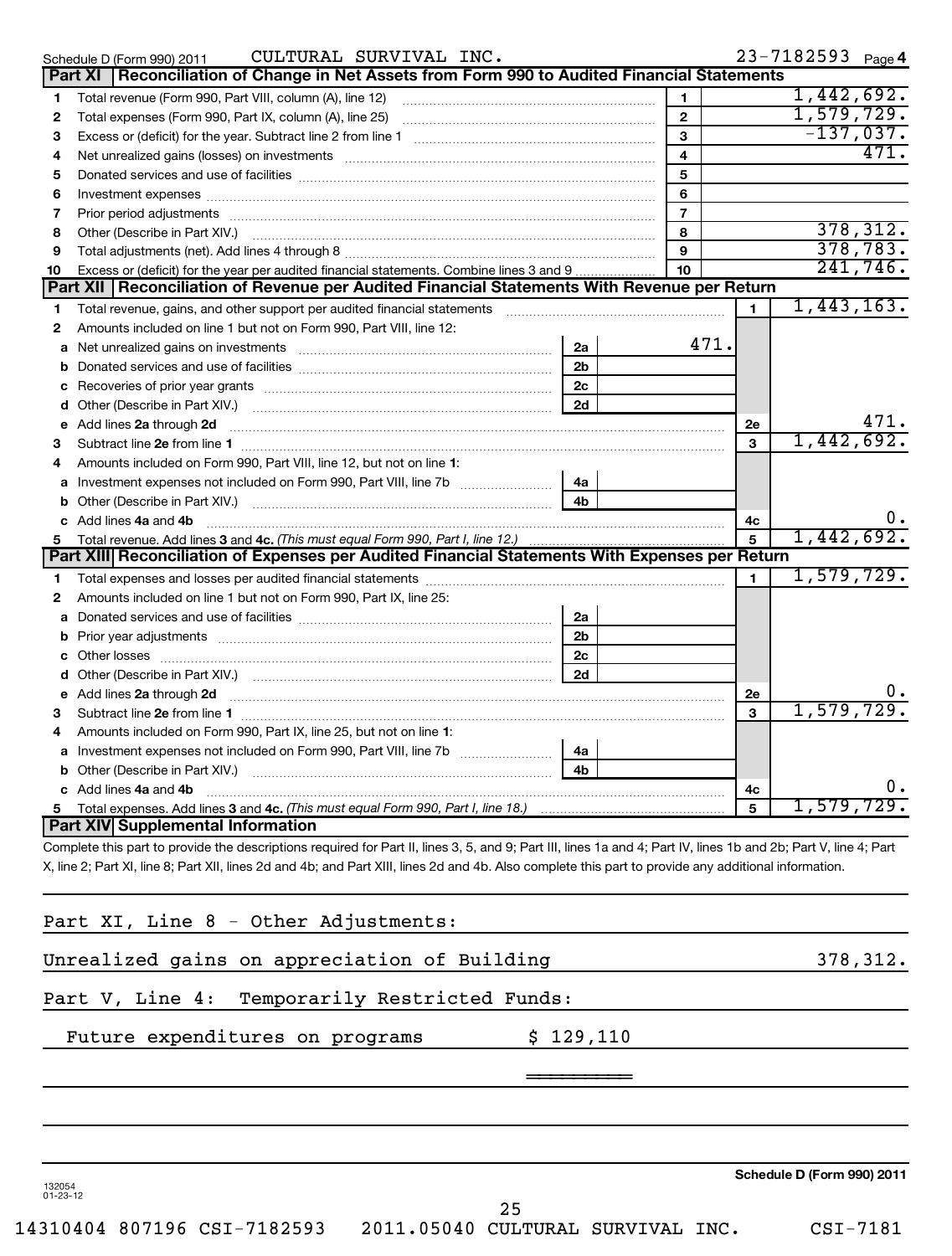Schedule D (Form 990) 2011 CULTURAL SURVIVAL INC. 23-7182593 Page 4

## Part XI Reconciliation of Change in Net Assets from Form 990 to Audited Financial Statements

| | | | |
|---|---|---|---|
| 1 | Total revenue (Form 990, Part VIII, column (A), line 12) | 1 | 1,442,692. |
| 2 | Total expenses (Form 990, Part IX, column (A), line 25) | 2 | 1,579,729. |
| 3 | Excess or (deficit) for the year. Subtract line 2 from line 1 | 3 | -137,037. |
| 4 | Net unrealized gains (losses) on investments | 4 | 471. |
| 5 | Donated services and use of facilities | 5 | |
| 6 | Investment expenses | 6 | |
| 7 | Prior period adjustments | 7 | |
| 8 | Other (Describe in Part XIV.) | 8 | 378,312. |
| 9 | Total adjustments (net). Add lines 4 through 8 | 9 | 378,783. |
| 10 | Excess or (deficit) for the year per audited financial statements. Combine lines 3 and 9 | 10 | 241,746. |

## Part XII Reconciliation of Revenue per Audited Financial Statements With Revenue per Return

| | | | | | |
|---|---|---|---|---|---|
| 1 | Total revenue, gains, and other support per audited financial statements | | | 1 | 1,443,163. |
| 2 | Amounts included on line 1 but not on Form 990, Part VIII, line 12: | | | | |
| a | Net unrealized gains on investments | 2a | 471. | | |
| b | Donated services and use of facilities | 2b | | | |
| c | Recoveries of prior year grants | 2c | | | |
| d | Other (Describe in Part XIV.) | 2d | | | |
| e | Add lines **2a** through **2d** | | | 2e | 471. |
| 3 | Subtract line **2e** from line **1** | | | 3 | 1,442,692. |
| 4 | Amounts included on Form 990, Part VIII, line 12, but not on line **1**: | | | | |
| a | Investment expenses not included on Form 990, Part VIII, line 7b | 4a | | | |
| b | Other (Describe in Part XIV.) | 4b | | | |
| c | Add lines **4a** and **4b** | | | 4c | 0. |
| 5 | Total revenue. Add lines **3** and **4c.** *(This must equal Form 990, Part I, line 12.)* | | | 5 | 1,442,692. |

## Part XIII Reconciliation of Expenses per Audited Financial Statements With Expenses per Return

| | | | | | |
|---|---|---|---|---|---|
| 1 | Total expenses and losses per audited financial statements | | | 1 | 1,579,729. |
| 2 | Amounts included on line 1 but not on Form 990, Part IX, line 25: | | | | |
| a | Donated services and use of facilities | 2a | | | |
| b | Prior year adjustments | 2b | | | |
| c | Other losses | 2c | | | |
| d | Other (Describe in Part XIV.) | 2d | | | |
| e | Add lines **2a** through **2d** | | | 2e | 0. |
| 3 | Subtract line **2e** from line **1** | | | 3 | 1,579,729. |
| 4 | Amounts included on Form 990, Part IX, line 25, but not on line **1**: | | | | |
| a | Investment expenses not included on Form 990, Part VIII, line 7b | 4a | | | |
| b | Other (Describe in Part XIV.) | 4b | | | |
| c | Add lines **4a** and **4b** | | | 4c | 0. |
| 5 | Total expenses. Add lines **3** and **4c.** *(This must equal Form 990, Part I, line 18.)* | | | 5 | 1,579,729. |

## Part XIV Supplemental Information

Complete this part to provide the descriptions required for Part II, lines 3, 5, and 9; Part III, lines 1a and 4; Part IV, lines 1b and 2b; Part V, line 4; Part X, line 2; Part XI, line 8; Part XII, lines 2d and 4b; and Part XIII, lines 2d and 4b. Also complete this part to provide any additional information.

Part XI, Line 8 - Other Adjustments:

Unrealized gains on appreciation of Building 378,312.

Part V, Line 4: Temporarily Restricted Funds:

Future expenditures on programs $ 129,110

Schedule D (Form 990) 2011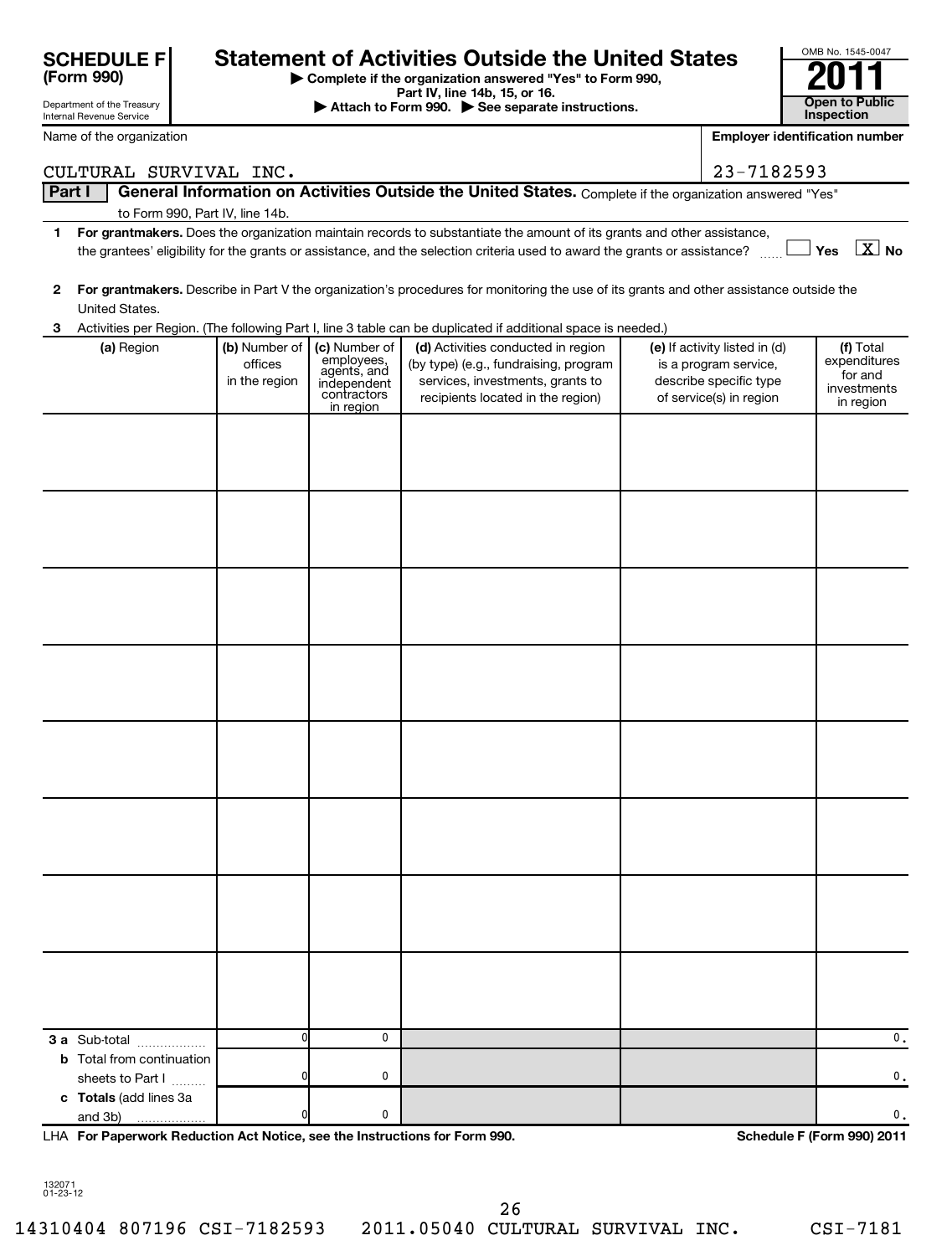**SCHEDULE F (Form 990)**

Department of the Treasury
Internal Revenue Service

# Statement of Activities Outside the United States

▶ Complete if the organization answered "Yes" to Form 990, Part IV, line 14b, 15, or 16.
▶ Attach to Form 990. ▶ See separate instructions.

OMB No. 1545-0047

**2011**

**Open to Public Inspection**

Name of the organization: CULTURAL SURVIVAL INC.

**Employer identification number:** 23-7182593

**Part I | General Information on Activities Outside the United States.** Complete if the organization answered "Yes" to Form 990, Part IV, line 14b.

**1** **For grantmakers.** Does the organization maintain records to substantiate the amount of its grants and other assistance, the grantees' eligibility for the grants or assistance, and the selection criteria used to award the grants or assistance? ☐ Yes ☒ No

**2** **For grantmakers.** Describe in Part V the organization's procedures for monitoring the use of its grants and other assistance outside the United States.

**3** Activities per Region. (The following Part I, line 3 table can be duplicated if additional space is needed.)

| (a) Region | (b) Number of offices in the region | (c) Number of employees, agents, and independent contractors in region | (d) Activities conducted in region (by type) (e.g., fundraising, program services, investments, grants to recipients located in the region) | (e) If activity listed in (d) is a program service, describe specific type of service(s) in region | (f) Total expenditures for and investments in region |
|---|---|---|---|---|---|
| | | | | | |
| | | | | | |
| | | | | | |
| | | | | | |
| | | | | | |
| | | | | | |
| | | | | | |
| | | | | | |
| **3 a** Sub-total | 0 | 0 | | | 0. |
| **b** Total from continuation sheets to Part I | 0 | 0 | | | 0. |
| **c Totals** (add lines 3a and 3b) | 0 | 0 | | | 0. |

LHA **For Paperwork Reduction Act Notice, see the Instructions for Form 990.** **Schedule F (Form 990) 2011**

132071
01-23-12

14310404 807196 CSI-7182593 2011.05040 CULTURAL SURVIVAL INC. CSI-7181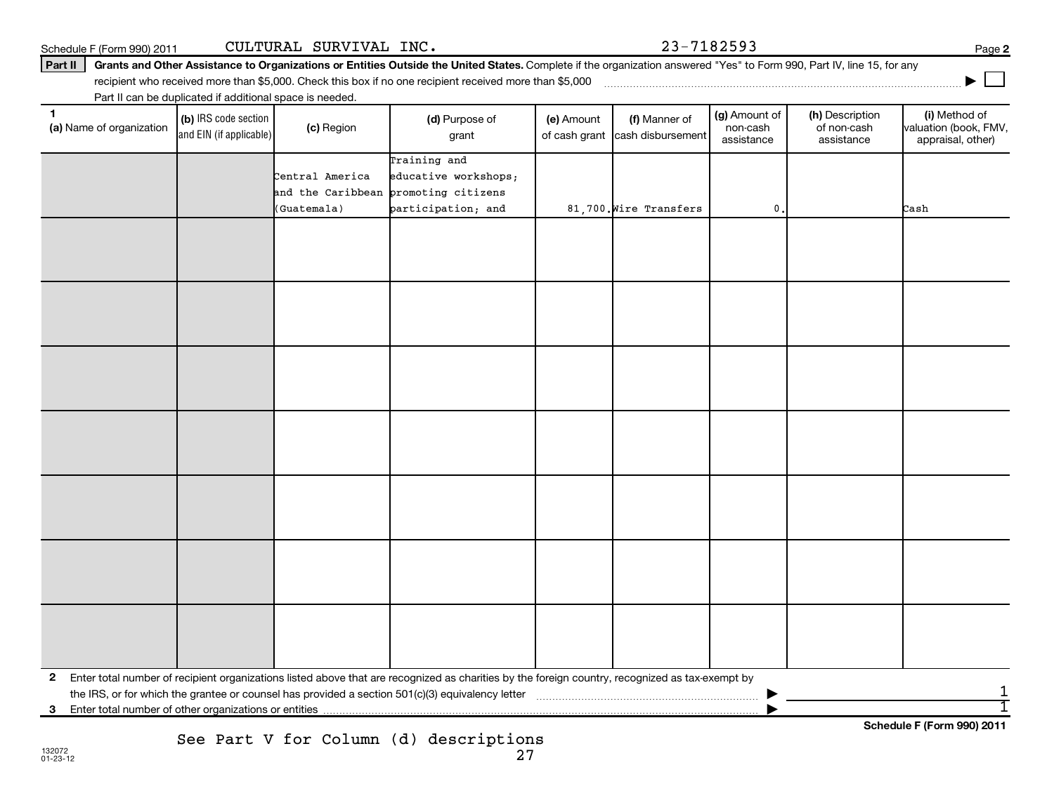Schedule F (Form 990) 2011 CULTURAL SURVIVAL INC. 23-7182593

**Part II** **Grants and Other Assistance to Organizations or Entities Outside the United States.** Complete if the organization answered "Yes" to Form 990, Part IV, line 15, for any recipient who received more than $5,000. Check this box if no one recipient received more than $5,000 ▶ ☐

Part II can be duplicated if additional space is needed.

| 1 (a) Name of organization | (b) IRS code section and EIN (if applicable) | (c) Region | (d) Purpose of grant | (e) Amount of cash grant | (f) Manner of cash disbursement | (g) Amount of non-cash assistance | (h) Description of non-cash assistance | (i) Method of valuation (book, FMV, appraisal, other) |
|---|---|---|---|---|---|---|---|---|
| | | Central America and the Caribbean (Guatemala) | Training and educative workshops; promoting citizens participation; and | 81,700. | Wire Transfers | 0. | | Cash |
| | | | | | | | | |
| | | | | | | | | |
| | | | | | | | | |
| | | | | | | | | |
| | | | | | | | | |
| | | | | | | | | |
| | | | | | | | | |

**2** Enter total number of recipient organizations listed above that are recognized as charities by the foreign country, recognized as tax-exempt by the IRS, or for which the grantee or counsel has provided a section 501(c)(3) equivalency letter ▶ 1

**3** Enter total number of other organizations or entities ▶ 1

**Schedule F (Form 990) 2011**

See Part V for Column (d) descriptions

132072
01-23-12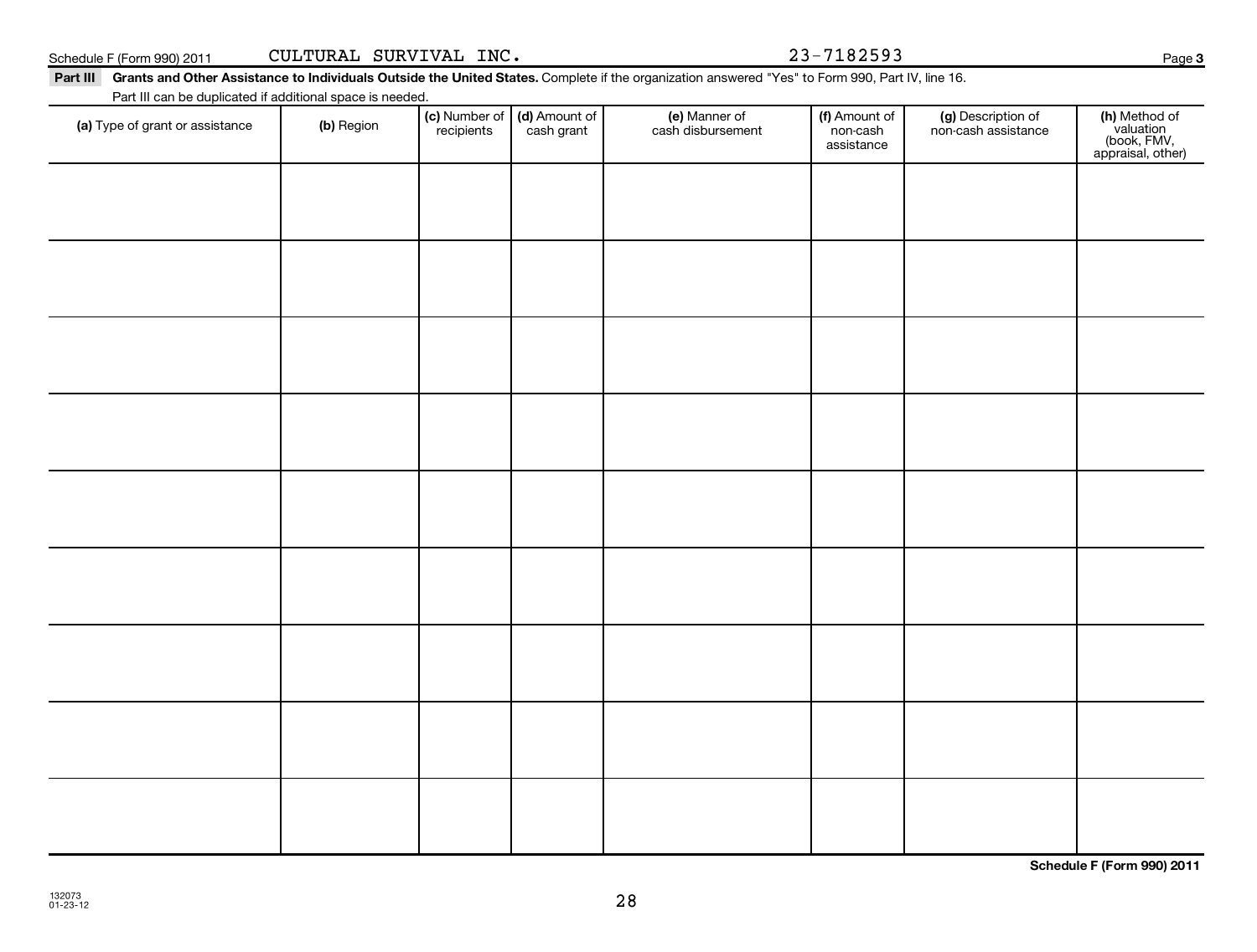Schedule F (Form 990) 2011 CULTURAL SURVIVAL INC. 23-7182593

**Part III Grants and Other Assistance to Individuals Outside the United States.** Complete if the organization answered "Yes" to Form 990, Part IV, line 16.

Part III can be duplicated if additional space is needed.

| (a) Type of grant or assistance | (b) Region | (c) Number of recipients | (d) Amount of cash grant | (e) Manner of cash disbursement | (f) Amount of non-cash assistance | (g) Description of non-cash assistance | (h) Method of valuation (book, FMV, appraisal, other) |
|---|---|---|---|---|---|---|---|
| | | | | | | | |
| | | | | | | | |
| | | | | | | | |
| | | | | | | | |
| | | | | | | | |
| | | | | | | | |
| | | | | | | | |
| | | | | | | | |
| | | | | | | | |

**Schedule F (Form 990) 2011**

132073
01-23-12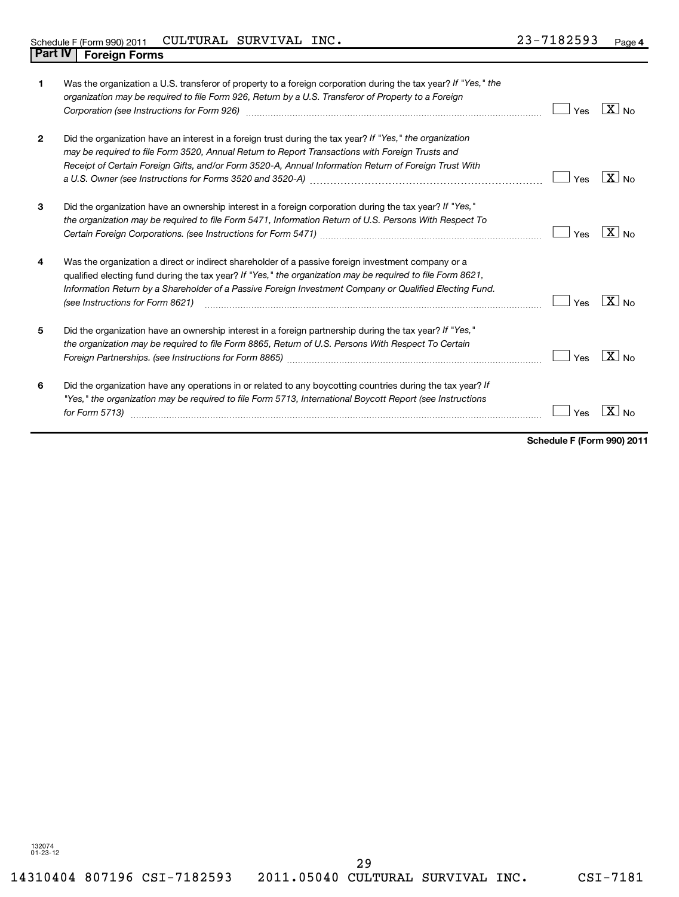Schedule F (Form 990) 2011 CULTURAL SURVIVAL INC. 23-7182593 Page 4

## Part IV Foreign Forms

| | | Yes | No |
|---|---|---|---|
| 1 | Was the organization a U.S. transferor of property to a foreign corporation during the tax year? *If "Yes," the organization may be required to file Form 926, Return by a U.S. Transferor of Property to a Foreign Corporation (see Instructions for Form 926)* | | X |
| 2 | Did the organization have an interest in a foreign trust during the tax year? *If "Yes," the organization may be required to file Form 3520, Annual Return to Report Transactions with Foreign Trusts and Receipt of Certain Foreign Gifts, and/or Form 3520-A, Annual Information Return of Foreign Trust With a U.S. Owner (see Instructions for Forms 3520 and 3520-A)* | | X |
| 3 | Did the organization have an ownership interest in a foreign corporation during the tax year? *If "Yes," the organization may be required to file Form 5471, Information Return of U.S. Persons With Respect To Certain Foreign Corporations. (see Instructions for Form 5471)* | | X |
| 4 | Was the organization a direct or indirect shareholder of a passive foreign investment company or a qualified electing fund during the tax year? *If "Yes," the organization may be required to file Form 8621, Information Return by a Shareholder of a Passive Foreign Investment Company or Qualified Electing Fund. (see Instructions for Form 8621)* | | X |
| 5 | Did the organization have an ownership interest in a foreign partnership during the tax year? *If "Yes," the organization may be required to file Form 8865, Return of U.S. Persons With Respect To Certain Foreign Partnerships. (see Instructions for Form 8865)* | | X |
| 6 | Did the organization have any operations in or related to any boycotting countries during the tax year? *If "Yes," the organization may be required to file Form 5713, International Boycott Report (see Instructions for Form 5713)* | | X |

**Schedule F (Form 990) 2011**

132074
01-23-12

14310404 807196 CSI-7182593 2011.05040 CULTURAL SURVIVAL INC. CSI-7181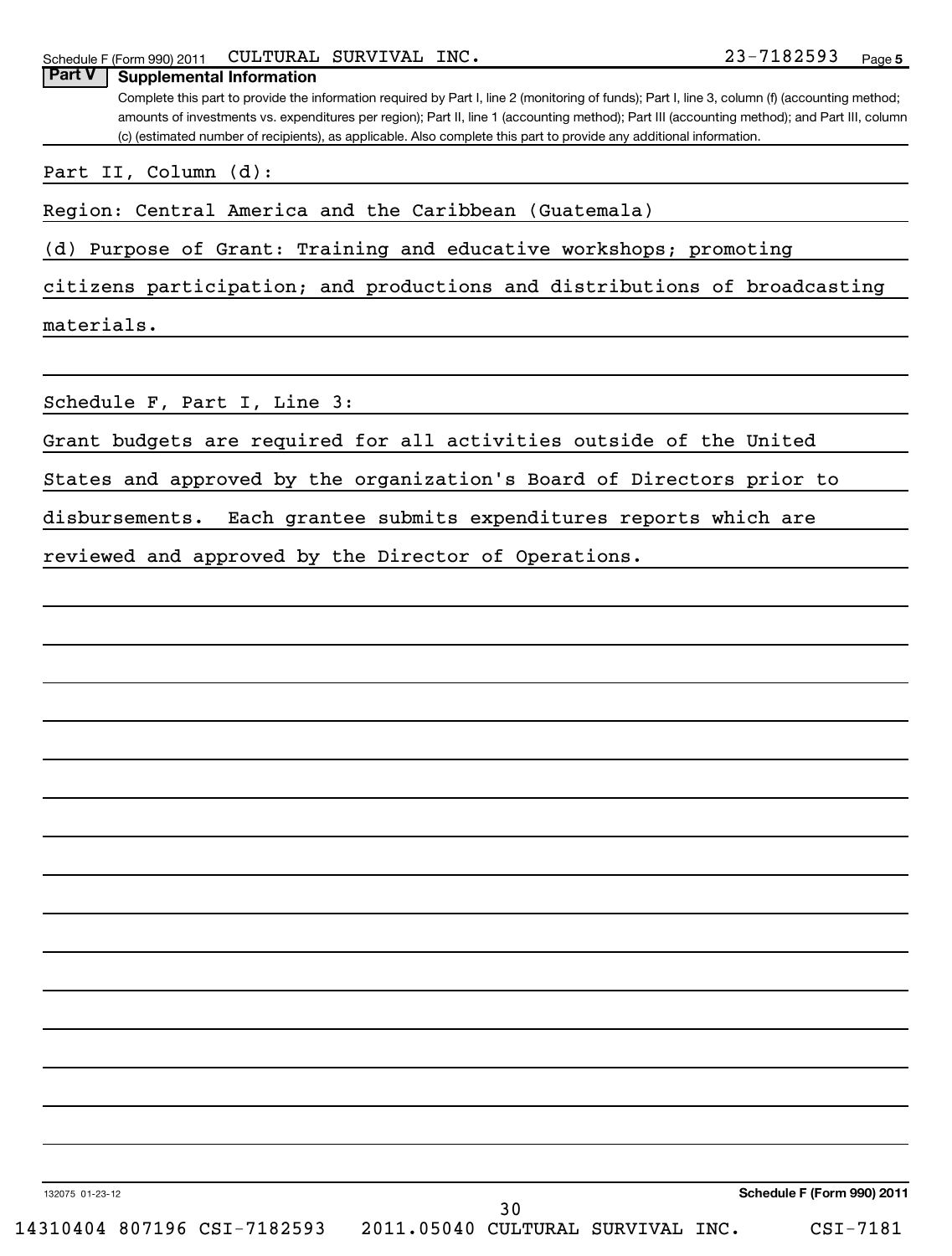## Part V Supplemental Information

Complete this part to provide the information required by Part I, line 2 (monitoring of funds); Part I, line 3, column (f) (accounting method; amounts of investments vs. expenditures per region); Part II, line 1 (accounting method); Part III (accounting method); and Part III, column (c) (estimated number of recipients), as applicable. Also complete this part to provide any additional information.

Part II, Column (d):

Region: Central America and the Caribbean (Guatemala)

(d) Purpose of Grant: Training and educative workshops; promoting citizens participation; and productions and distributions of broadcasting materials.

Schedule F, Part I, Line 3:

Grant budgets are required for all activities outside of the United States and approved by the organization's Board of Directors prior to disbursements. Each grantee submits expenditures reports which are reviewed and approved by the Director of Operations.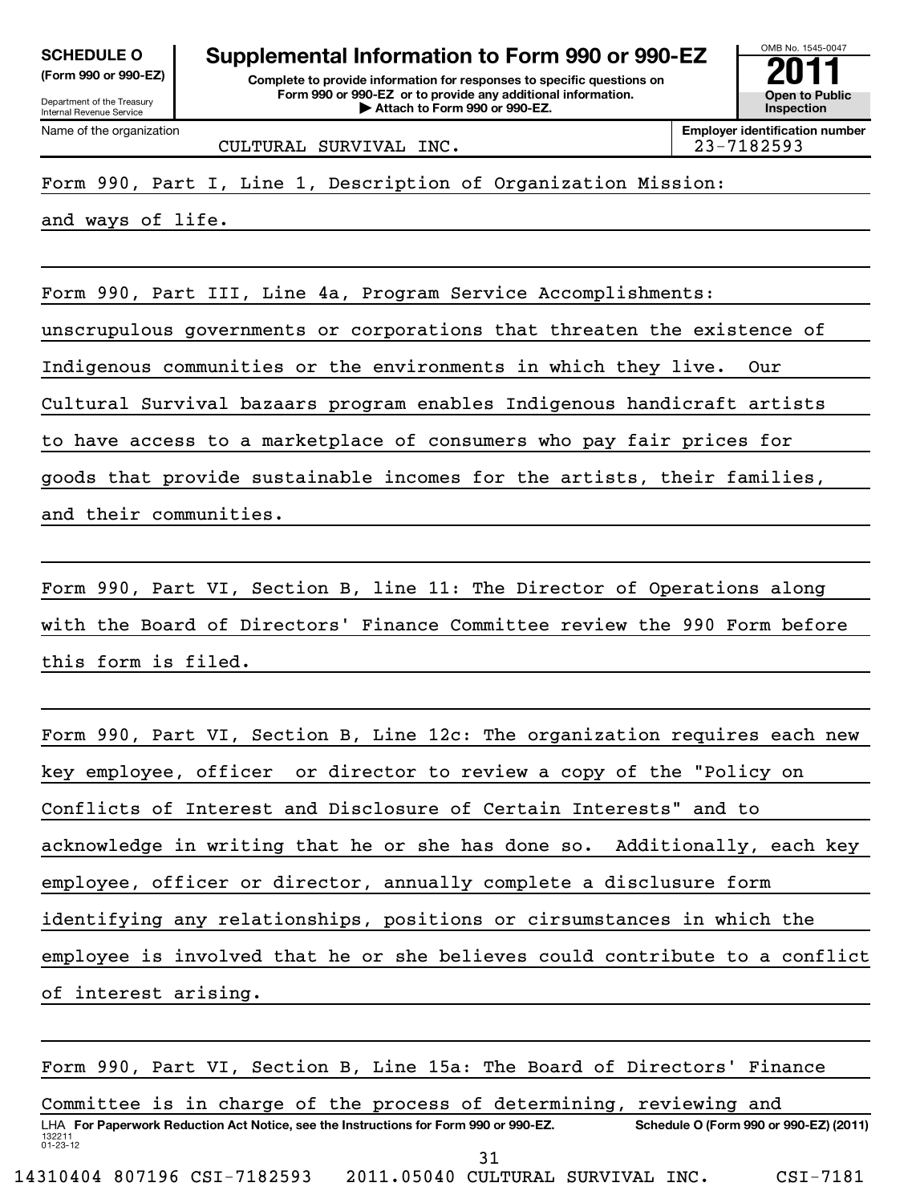**SCHEDULE O**
**(Form 990 or 990-EZ)**

Department of the Treasury
Internal Revenue Service

# Supplemental Information to Form 990 or 990-EZ

**Complete to provide information for responses to specific questions on Form 990 or 990-EZ or to provide any additional information.**
**▶ Attach to Form 990 or 990-EZ.**

OMB No. 1545-0047
**2011**
**Open to Public Inspection**

| Name of the organization | Employer identification number |
|---|---|
| CULTURAL SURVIVAL INC. | 23-7182593 |

Form 990, Part I, Line 1, Description of Organization Mission:

and ways of life.

Form 990, Part III, Line 4a, Program Service Accomplishments:

unscrupulous governments or corporations that threaten the existence of Indigenous communities or the environments in which they live. Our Cultural Survival bazaars program enables Indigenous handicraft artists to have access to a marketplace of consumers who pay fair prices for goods that provide sustainable incomes for the artists, their families, and their communities.

Form 990, Part VI, Section B, line 11: The Director of Operations along with the Board of Directors' Finance Committee review the 990 Form before this form is filed.

Form 990, Part VI, Section B, Line 12c: The organization requires each new key employee, officer or director to review a copy of the "Policy on Conflicts of Interest and Disclosure of Certain Interests" and to acknowledge in writing that he or she has done so. Additionally, each key employee, officer or director, annually complete a disclusure form identifying any relationships, positions or cirsumstances in which the employee is involved that he or she believes could contribute to a conflict of interest arising.

Form 990, Part VI, Section B, Line 15a: The Board of Directors' Finance Committee is in charge of the process of determining, reviewing and

LHA **For Paperwork Reduction Act Notice, see the Instructions for Form 990 or 990-EZ.** **Schedule O (Form 990 or 990-EZ) (2011)**

132211
01-23-12

14310404 807196 CSI-7182593 2011.05040 CULTURAL SURVIVAL INC. CSI-7181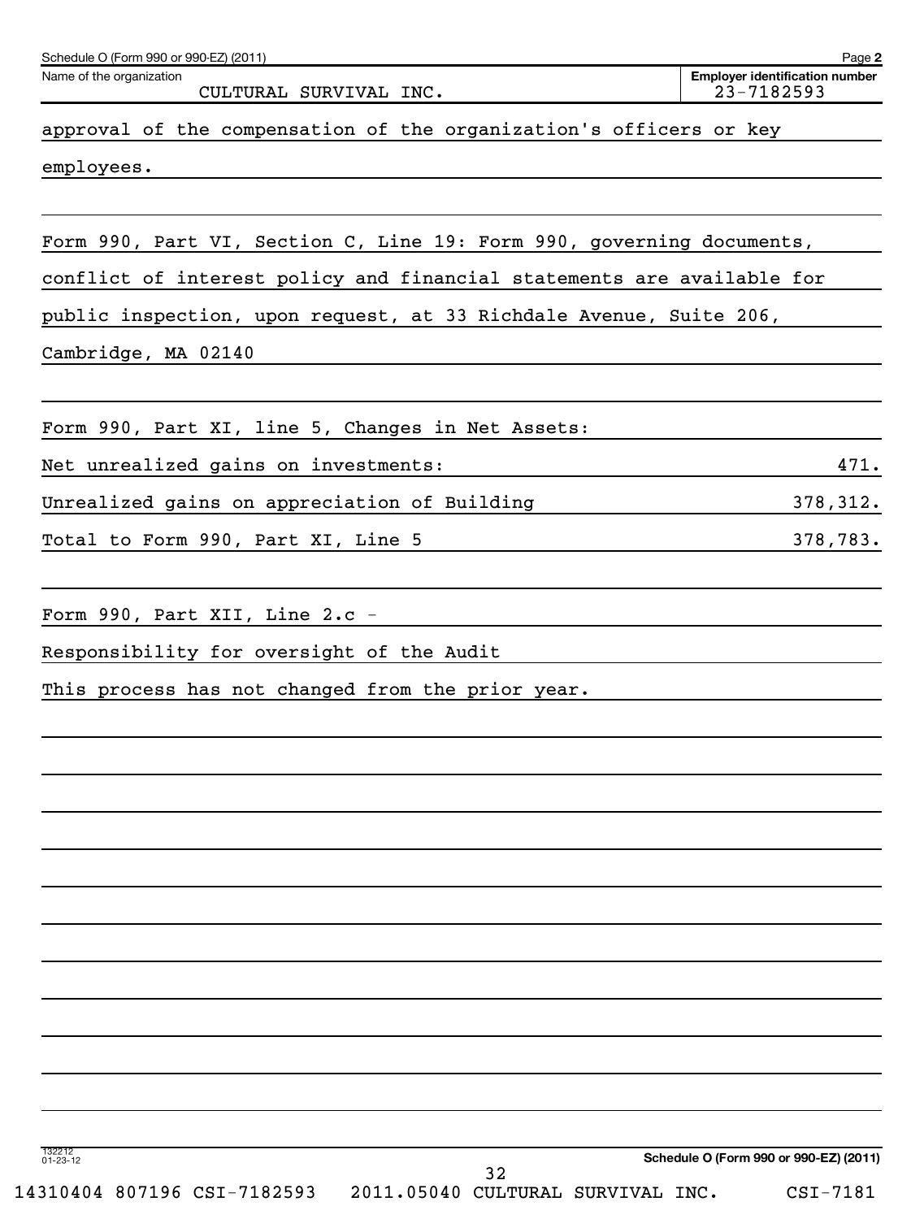Schedule O (Form 990 or 990-EZ) (2011)

Name of the organization: CULTURAL SURVIVAL INC.

Employer identification number: 23-7182593

approval of the compensation of the organization's officers or key employees.

Form 990, Part VI, Section C, Line 19: Form 990, governing documents, conflict of interest policy and financial statements are available for public inspection, upon request, at 33 Richdale Avenue, Suite 206, Cambridge, MA 02140

Form 990, Part XI, line 5, Changes in Net Assets:

| | |
|---|---|
| Net unrealized gains on investments: | 471. |
| Unrealized gains on appreciation of Building | 378,312. |
| Total to Form 990, Part XI, Line 5 | 378,783. |

Form 990, Part XII, Line 2.c -

Responsibility for oversight of the Audit

This process has not changed from the prior year.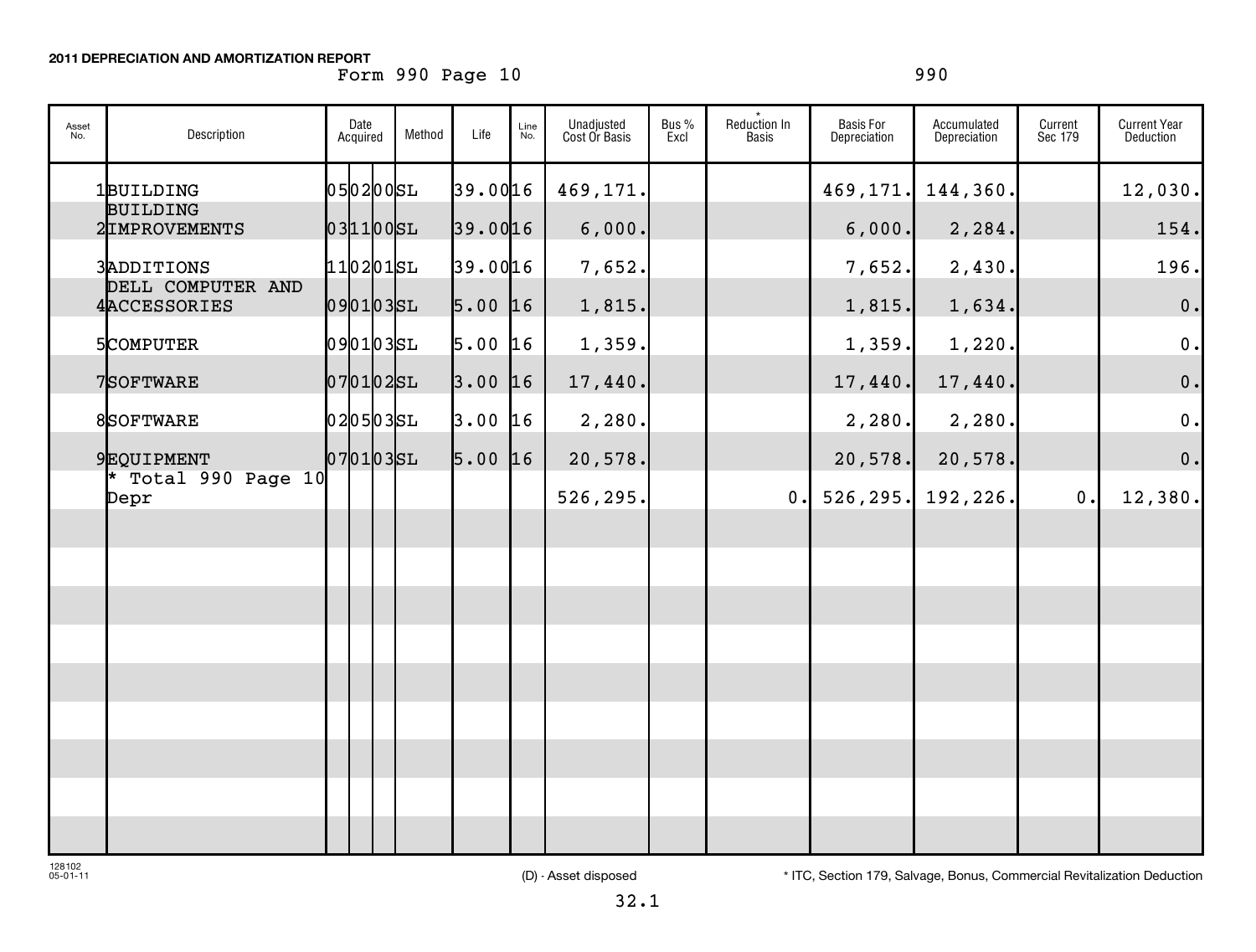**2011 DEPRECIATION AND AMORTIZATION REPORT**

Form 990 Page 10 990

| Asset No. | Description | Date Acquired | Method | Life | Line No. | Unadjusted Cost Or Basis | Bus % Excl | * Reduction In Basis | Basis For Depreciation | Accumulated Depreciation | Current Sec 179 | Current Year Deduction |
|---|---|---|---|---|---|---|---|---|---|---|---|---|
| 1 | BUILDING | 050200 | SL | 39.00 | 16 | 469,171. | | | 469,171. | 144,360. | | 12,030. |
| 2 | BUILDING IMPROVEMENTS | 031100 | SL | 39.00 | 16 | 6,000. | | | 6,000. | 2,284. | | 154. |
| 3 | ADDITIONS | 110201 | SL | 39.00 | 16 | 7,652. | | | 7,652. | 2,430. | | 196. |
| 4 | DELL COMPUTER AND ACCESSORIES | 090103 | SL | 5.00 | 16 | 1,815. | | | 1,815. | 1,634. | | 0. |
| 5 | COMPUTER | 090103 | SL | 5.00 | 16 | 1,359. | | | 1,359. | 1,220. | | 0. |
| 7 | SOFTWARE | 070102 | SL | 3.00 | 16 | 17,440. | | | 17,440. | 17,440. | | 0. |
| 8 | SOFTWARE | 020503 | SL | 3.00 | 16 | 2,280. | | | 2,280. | 2,280. | | 0. |
| 9 | EQUIPMENT | 070103 | SL | 5.00 | 16 | 20,578. | | | 20,578. | 20,578. | | 0. |
| | * Total 990 Page 10 Depr | | | | | 526,295. | | 0. | 526,295. | 192,226. | 0. | 12,380. |

128102
05-01-11

(D) - Asset disposed

* ITC, Section 179, Salvage, Bonus, Commercial Revitalization Deduction

32.1